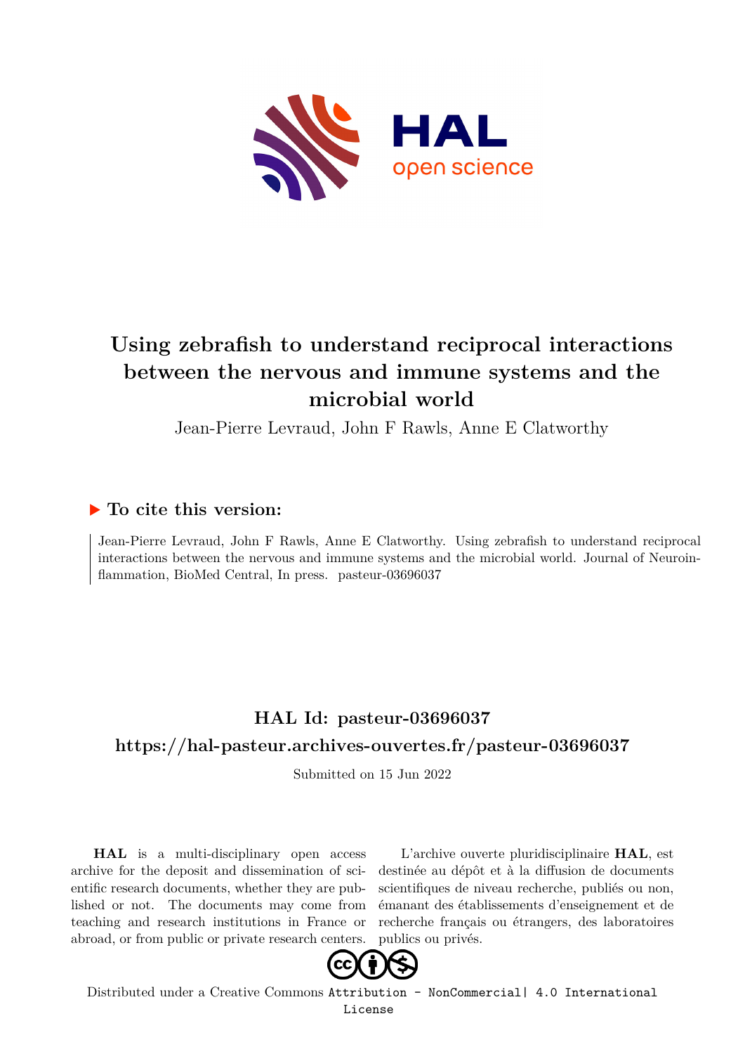# Using zebrafish to understand reciprocal interactions between the nervous and immune systems and the microbial world

Jean-Pierre Levraud, John F Rawls, Anne E Clatworthy

## ▶ To cite this version:

Jean-Pierre Levraud, John F Rawls, Anne E Clatworthy. Using zebrafish to understand reciprocal interactions between the nervous and immune systems and the microbial world. Journal of Neuroinflammation, BioMed Central, In press. pasteur-03696037

## HAL Id: pasteur-03696037

## https://hal-pasteur.archives-ouvertes.fr/pasteur-03696037

Submitted on 15 Jun 2022

**HAL** is a multi-disciplinary open access archive for the deposit and dissemination of scientific research documents, whether they are published or not. The documents may come from teaching and research institutions in France or abroad, or from public or private research centers.

L'archive ouverte pluridisciplinaire **HAL**, est destinée au dépôt et à la diffusion de documents scientifiques de niveau recherche, publiés ou non, émanant des établissements d'enseignement et de recherche français ou étrangers, des laboratoires publics ou privés.

Distributed under a Creative Commons Attribution - NonCommercial| 4.0 International License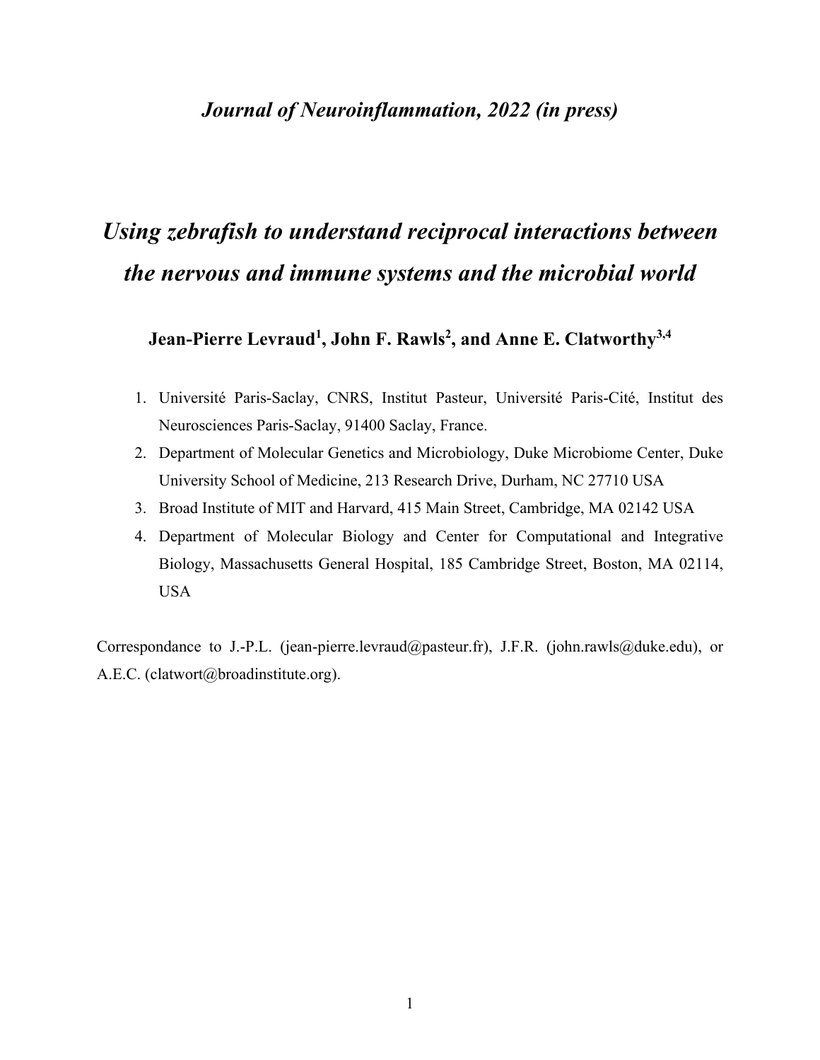*Journal of Neuroinflammation, 2022 (in press)*

# *Using zebrafish to understand reciprocal interactions between the nervous and immune systems and the microbial world*

**Jean-Pierre Levraud[1], John F. Rawls[2], and Anne E. Clatworthy[3,4]**

1. Université Paris-Saclay, CNRS, Institut Pasteur, Université Paris-Cité, Institut des Neurosciences Paris-Saclay, 91400 Saclay, France.
2. Department of Molecular Genetics and Microbiology, Duke Microbiome Center, Duke University School of Medicine, 213 Research Drive, Durham, NC 27710 USA
3. Broad Institute of MIT and Harvard, 415 Main Street, Cambridge, MA 02142 USA
4. Department of Molecular Biology and Center for Computational and Integrative Biology, Massachusetts General Hospital, 185 Cambridge Street, Boston, MA 02114, USA

Correspondance to J.-P.L. (jean-pierre.levraud@pasteur.fr), J.F.R. (john.rawls@duke.edu), or A.E.C. (clatwort@broadinstitute.org).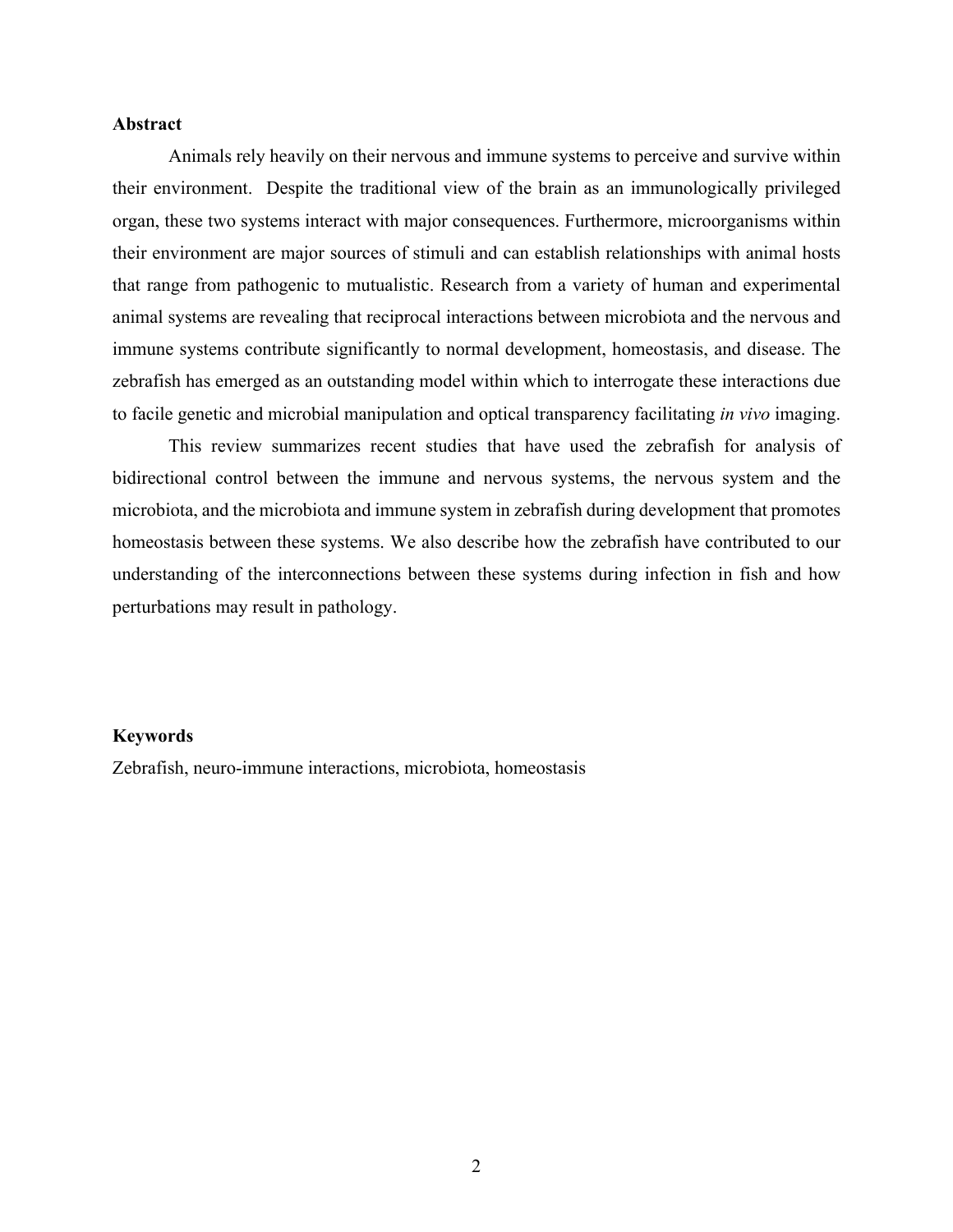## Abstract

Animals rely heavily on their nervous and immune systems to perceive and survive within their environment. Despite the traditional view of the brain as an immunologically privileged organ, these two systems interact with major consequences. Furthermore, microorganisms within their environment are major sources of stimuli and can establish relationships with animal hosts that range from pathogenic to mutualistic. Research from a variety of human and experimental animal systems are revealing that reciprocal interactions between microbiota and the nervous and immune systems contribute significantly to normal development, homeostasis, and disease. The zebrafish has emerged as an outstanding model within which to interrogate these interactions due to facile genetic and microbial manipulation and optical transparency facilitating *in vivo* imaging.

This review summarizes recent studies that have used the zebrafish for analysis of bidirectional control between the immune and nervous systems, the nervous system and the microbiota, and the microbiota and immune system in zebrafish during development that promotes homeostasis between these systems. We also describe how the zebrafish have contributed to our understanding of the interconnections between these systems during infection in fish and how perturbations may result in pathology.

## Keywords

Zebrafish, neuro-immune interactions, microbiota, homeostasis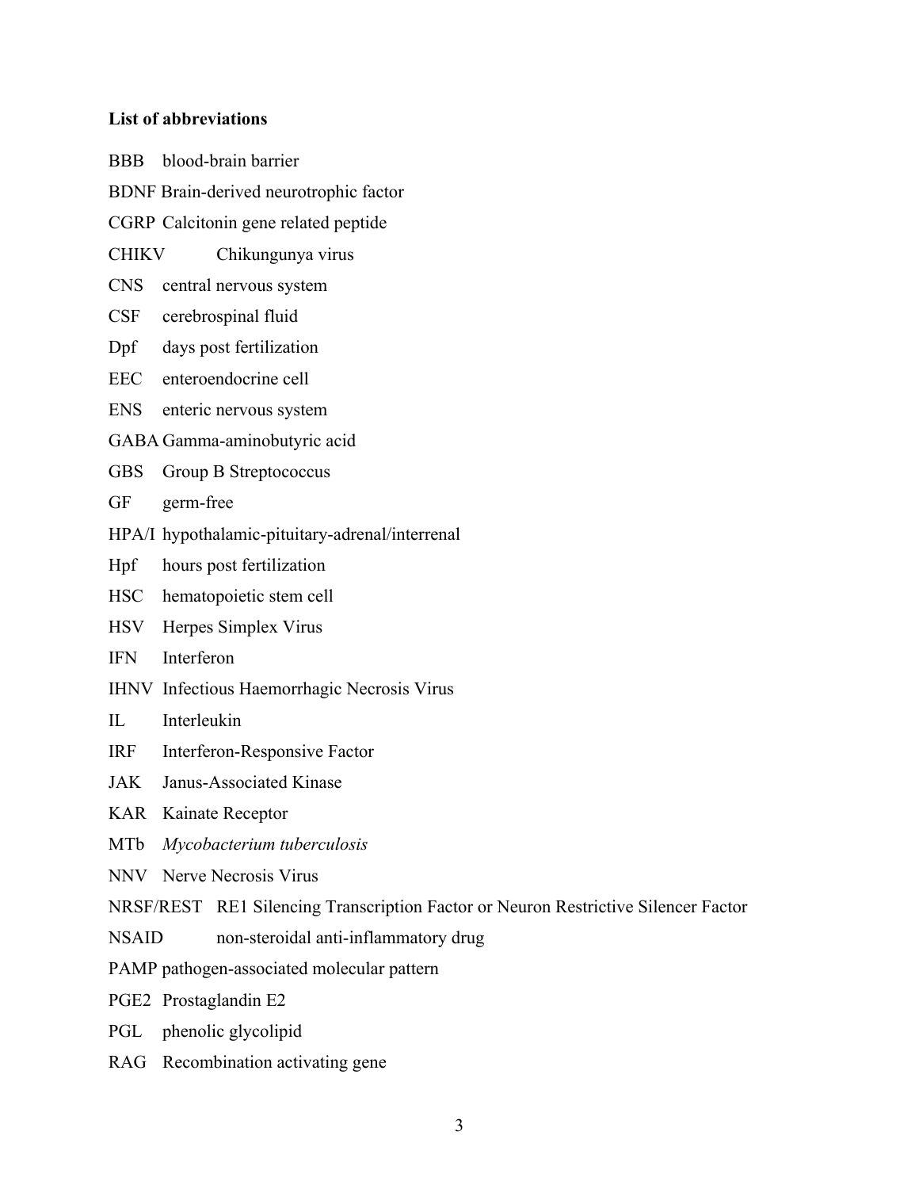**List of abbreviations**

BBB blood-brain barrier

BDNF Brain-derived neurotrophic factor

CGRP Calcitonin gene related peptide

CHIKV Chikungunya virus

CNS central nervous system

CSF cerebrospinal fluid

Dpf days post fertilization

EEC enteroendocrine cell

ENS enteric nervous system

GABA Gamma-aminobutyric acid

GBS Group B Streptococcus

GF germ-free

HPA/I hypothalamic-pituitary-adrenal/interrenal

Hpf hours post fertilization

HSC hematopoietic stem cell

HSV Herpes Simplex Virus

IFN Interferon

IHNV Infectious Haemorrhagic Necrosis Virus

IL Interleukin

IRF Interferon-Responsive Factor

JAK Janus-Associated Kinase

KAR Kainate Receptor

MTb *Mycobacterium tuberculosis*

NNV Nerve Necrosis Virus

NRSF/REST RE1 Silencing Transcription Factor or Neuron Restrictive Silencer Factor

NSAID non-steroidal anti-inflammatory drug

PAMP pathogen-associated molecular pattern

PGE2 Prostaglandin E2

PGL phenolic glycolipid

RAG Recombination activating gene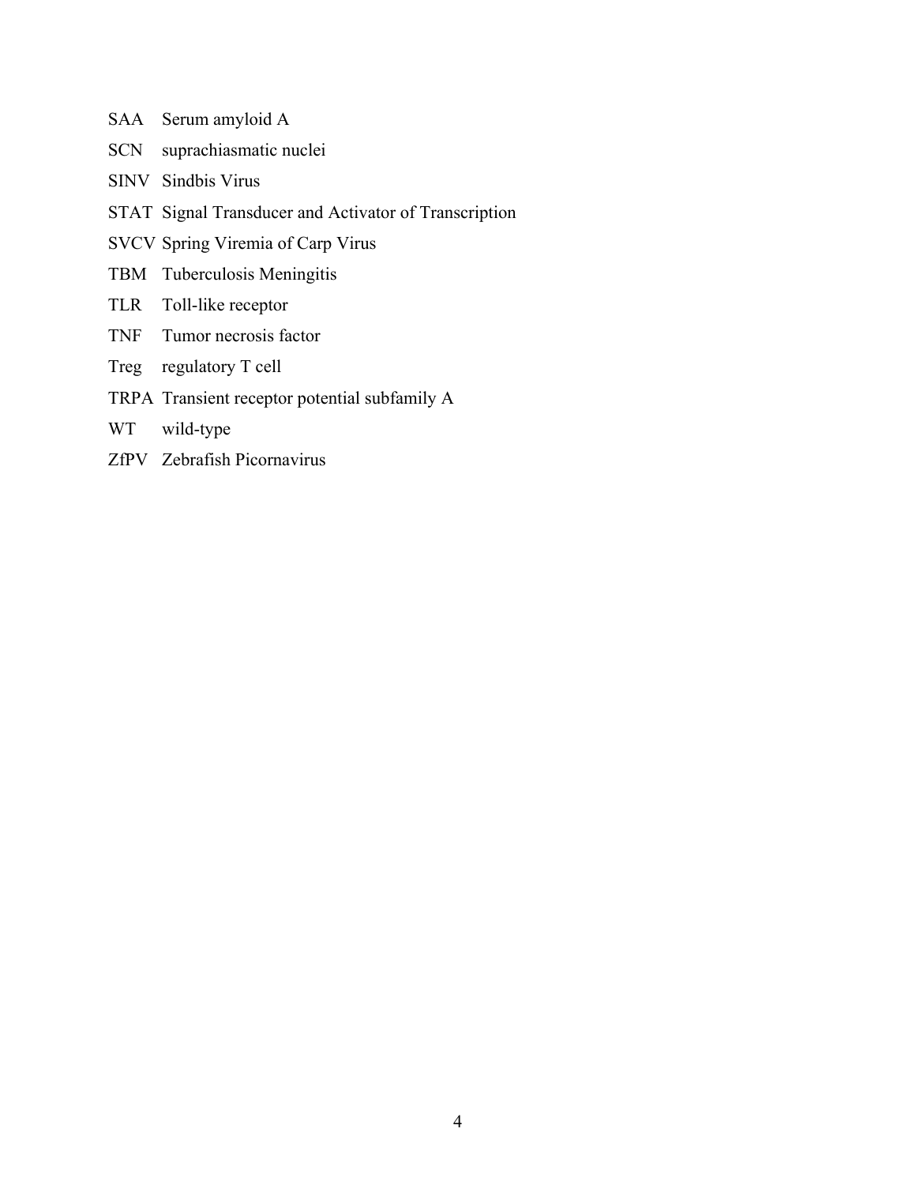SAA Serum amyloid A

SCN suprachiasmatic nuclei

SINV Sindbis Virus

STAT Signal Transducer and Activator of Transcription

SVCV Spring Viremia of Carp Virus

TBM Tuberculosis Meningitis

TLR Toll-like receptor

TNF Tumor necrosis factor

Treg regulatory T cell

TRPA Transient receptor potential subfamily A

WT wild-type

ZfPV Zebrafish Picornavirus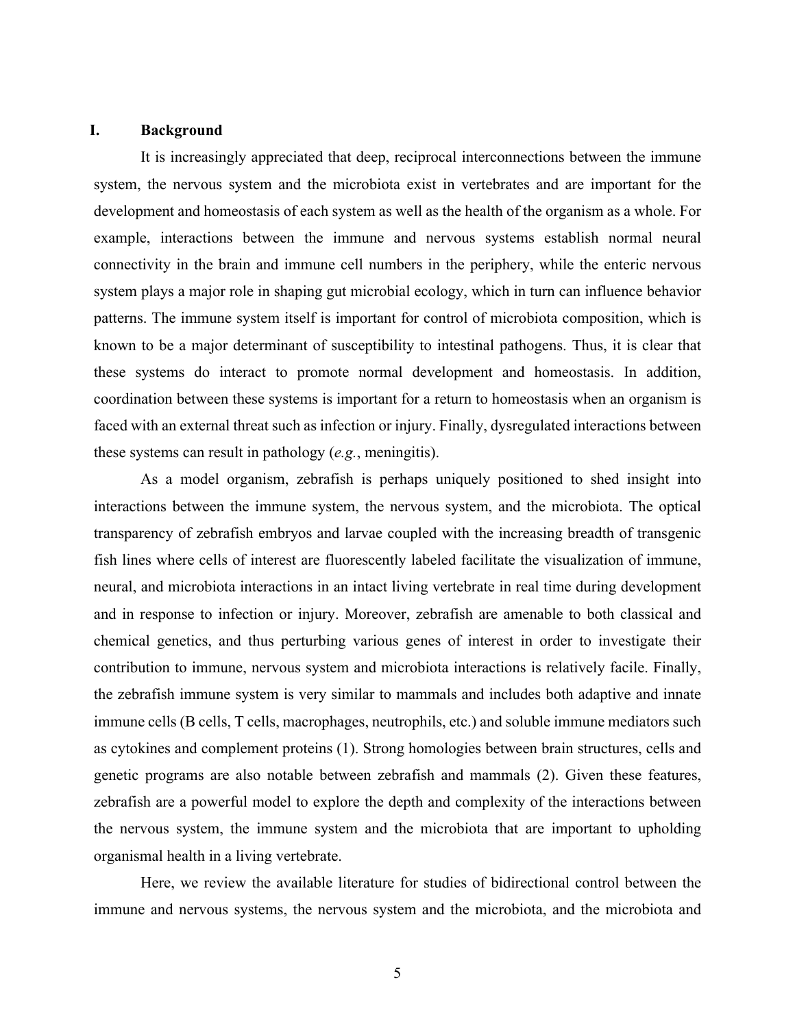## I. Background

It is increasingly appreciated that deep, reciprocal interconnections between the immune system, the nervous system and the microbiota exist in vertebrates and are important for the development and homeostasis of each system as well as the health of the organism as a whole. For example, interactions between the immune and nervous systems establish normal neural connectivity in the brain and immune cell numbers in the periphery, while the enteric nervous system plays a major role in shaping gut microbial ecology, which in turn can influence behavior patterns. The immune system itself is important for control of microbiota composition, which is known to be a major determinant of susceptibility to intestinal pathogens. Thus, it is clear that these systems do interact to promote normal development and homeostasis. In addition, coordination between these systems is important for a return to homeostasis when an organism is faced with an external threat such as infection or injury. Finally, dysregulated interactions between these systems can result in pathology (*e.g.*, meningitis).

As a model organism, zebrafish is perhaps uniquely positioned to shed insight into interactions between the immune system, the nervous system, and the microbiota. The optical transparency of zebrafish embryos and larvae coupled with the increasing breadth of transgenic fish lines where cells of interest are fluorescently labeled facilitate the visualization of immune, neural, and microbiota interactions in an intact living vertebrate in real time during development and in response to infection or injury. Moreover, zebrafish are amenable to both classical and chemical genetics, and thus perturbing various genes of interest in order to investigate their contribution to immune, nervous system and microbiota interactions is relatively facile. Finally, the zebrafish immune system is very similar to mammals and includes both adaptive and innate immune cells (B cells, T cells, macrophages, neutrophils, etc.) and soluble immune mediators such as cytokines and complement proteins (1). Strong homologies between brain structures, cells and genetic programs are also notable between zebrafish and mammals (2). Given these features, zebrafish are a powerful model to explore the depth and complexity of the interactions between the nervous system, the immune system and the microbiota that are important to upholding organismal health in a living vertebrate.

Here, we review the available literature for studies of bidirectional control between the immune and nervous systems, the nervous system and the microbiota, and the microbiota and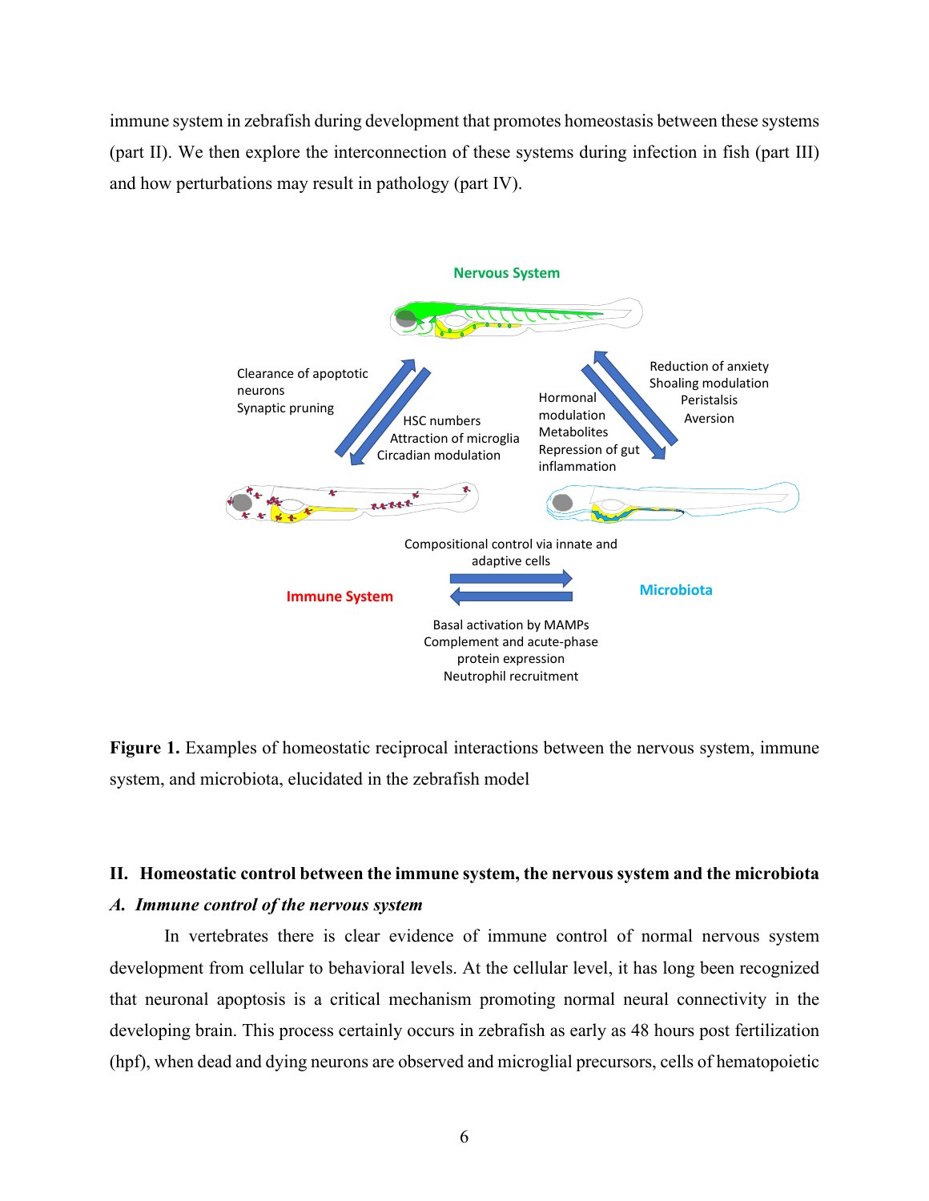immune system in zebrafish during development that promotes homeostasis between these systems (part II). We then explore the interconnection of these systems during infection in fish (part III) and how perturbations may result in pathology (part IV).

**Figure 1.** Examples of homeostatic reciprocal interactions between the nervous system, immune system, and microbiota, elucidated in the zebrafish model

## II. Homeostatic control between the immune system, the nervous system and the microbiota

### *A. Immune control of the nervous system*

In vertebrates there is clear evidence of immune control of normal nervous system development from cellular to behavioral levels. At the cellular level, it has long been recognized that neuronal apoptosis is a critical mechanism promoting normal neural connectivity in the developing brain. This process certainly occurs in zebrafish as early as 48 hours post fertilization (hpf), when dead and dying neurons are observed and microglial precursors, cells of hematopoietic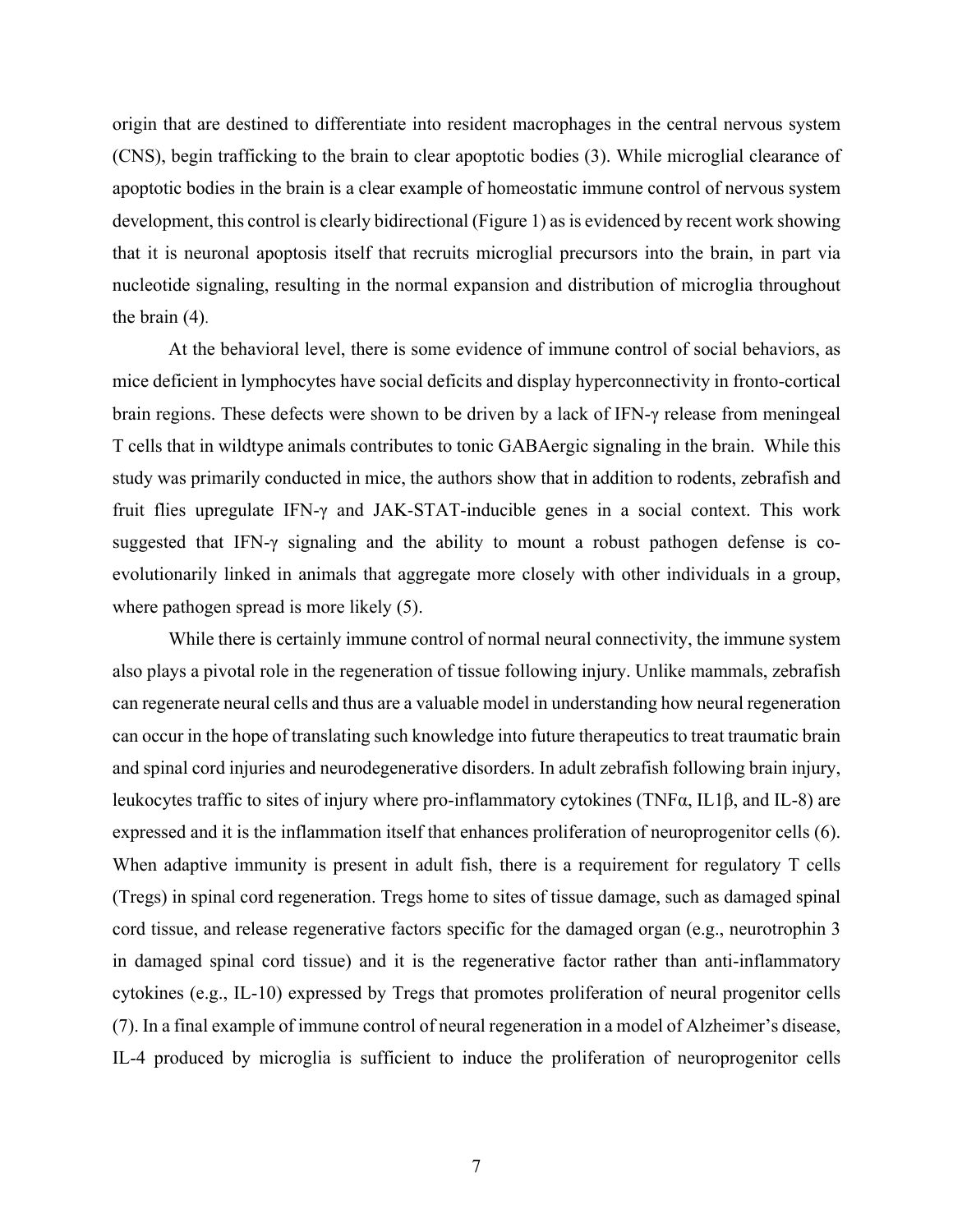origin that are destined to differentiate into resident macrophages in the central nervous system (CNS), begin trafficking to the brain to clear apoptotic bodies (3). While microglial clearance of apoptotic bodies in the brain is a clear example of homeostatic immune control of nervous system development, this control is clearly bidirectional (Figure 1) as is evidenced by recent work showing that it is neuronal apoptosis itself that recruits microglial precursors into the brain, in part via nucleotide signaling, resulting in the normal expansion and distribution of microglia throughout the brain (4).

At the behavioral level, there is some evidence of immune control of social behaviors, as mice deficient in lymphocytes have social deficits and display hyperconnectivity in fronto-cortical brain regions. These defects were shown to be driven by a lack of IFN-γ release from meningeal T cells that in wildtype animals contributes to tonic GABAergic signaling in the brain. While this study was primarily conducted in mice, the authors show that in addition to rodents, zebrafish and fruit flies upregulate IFN-γ and JAK-STAT-inducible genes in a social context. This work suggested that IFN-γ signaling and the ability to mount a robust pathogen defense is co-evolutionarily linked in animals that aggregate more closely with other individuals in a group, where pathogen spread is more likely (5).

While there is certainly immune control of normal neural connectivity, the immune system also plays a pivotal role in the regeneration of tissue following injury. Unlike mammals, zebrafish can regenerate neural cells and thus are a valuable model in understanding how neural regeneration can occur in the hope of translating such knowledge into future therapeutics to treat traumatic brain and spinal cord injuries and neurodegenerative disorders. In adult zebrafish following brain injury, leukocytes traffic to sites of injury where pro-inflammatory cytokines (TNFα, IL1β, and IL-8) are expressed and it is the inflammation itself that enhances proliferation of neuroprogenitor cells (6). When adaptive immunity is present in adult fish, there is a requirement for regulatory T cells (Tregs) in spinal cord regeneration. Tregs home to sites of tissue damage, such as damaged spinal cord tissue, and release regenerative factors specific for the damaged organ (e.g., neurotrophin 3 in damaged spinal cord tissue) and it is the regenerative factor rather than anti-inflammatory cytokines (e.g., IL-10) expressed by Tregs that promotes proliferation of neural progenitor cells (7). In a final example of immune control of neural regeneration in a model of Alzheimer's disease, IL-4 produced by microglia is sufficient to induce the proliferation of neuroprogenitor cells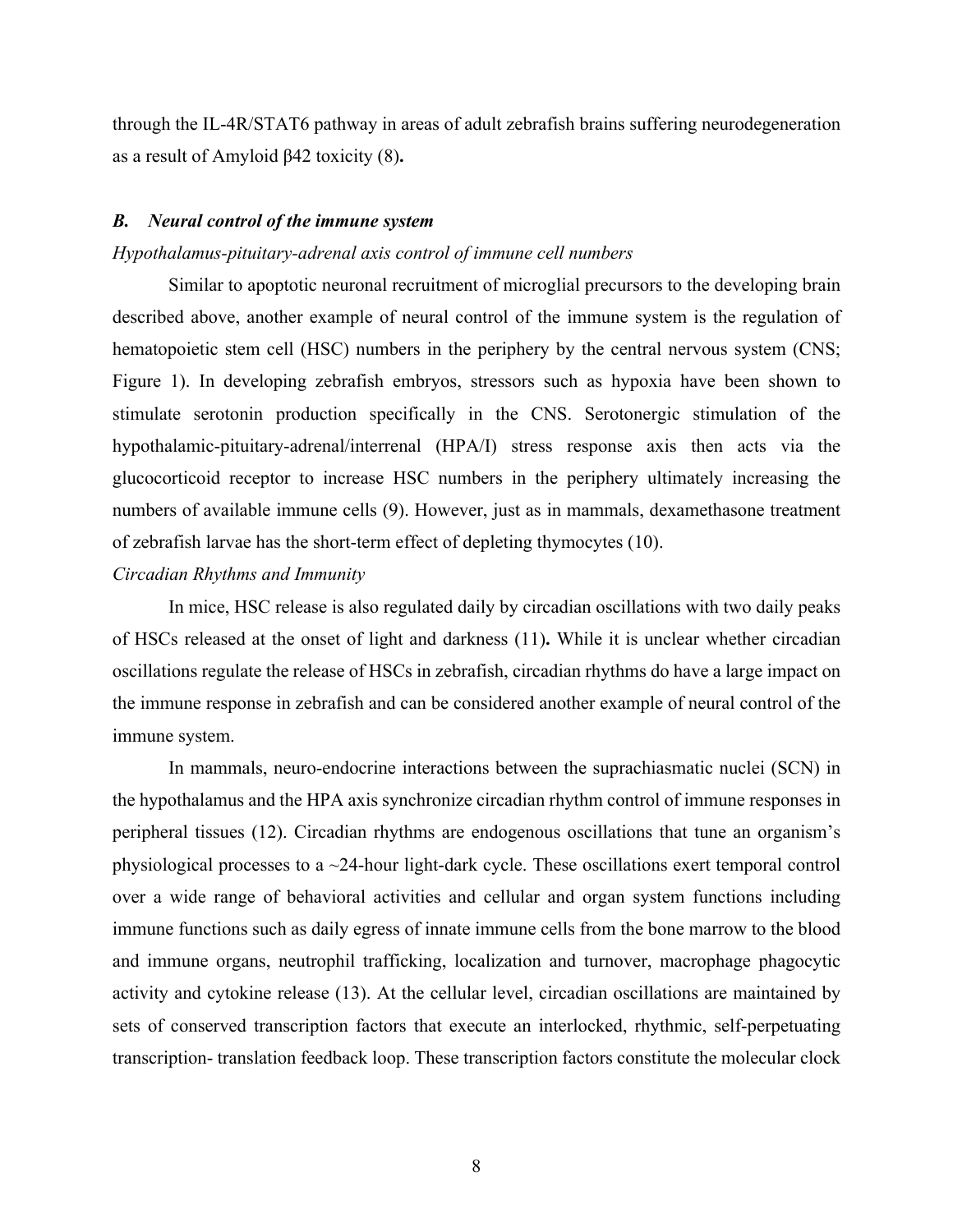through the IL-4R/STAT6 pathway in areas of adult zebrafish brains suffering neurodegeneration as a result of Amyloid β42 toxicity (8).

### *B. Neural control of the immune system*

*Hypothalamus-pituitary-adrenal axis control of immune cell numbers*

Similar to apoptotic neuronal recruitment of microglial precursors to the developing brain described above, another example of neural control of the immune system is the regulation of hematopoietic stem cell (HSC) numbers in the periphery by the central nervous system (CNS; Figure 1). In developing zebrafish embryos, stressors such as hypoxia have been shown to stimulate serotonin production specifically in the CNS. Serotonergic stimulation of the hypothalamic-pituitary-adrenal/interrenal (HPA/I) stress response axis then acts via the glucocorticoid receptor to increase HSC numbers in the periphery ultimately increasing the numbers of available immune cells (9). However, just as in mammals, dexamethasone treatment of zebrafish larvae has the short-term effect of depleting thymocytes (10).

*Circadian Rhythms and Immunity*

In mice, HSC release is also regulated daily by circadian oscillations with two daily peaks of HSCs released at the onset of light and darkness (11). While it is unclear whether circadian oscillations regulate the release of HSCs in zebrafish, circadian rhythms do have a large impact on the immune response in zebrafish and can be considered another example of neural control of the immune system.

In mammals, neuro-endocrine interactions between the suprachiasmatic nuclei (SCN) in the hypothalamus and the HPA axis synchronize circadian rhythm control of immune responses in peripheral tissues (12). Circadian rhythms are endogenous oscillations that tune an organism's physiological processes to a ~24-hour light-dark cycle. These oscillations exert temporal control over a wide range of behavioral activities and cellular and organ system functions including immune functions such as daily egress of innate immune cells from the bone marrow to the blood and immune organs, neutrophil trafficking, localization and turnover, macrophage phagocytic activity and cytokine release (13). At the cellular level, circadian oscillations are maintained by sets of conserved transcription factors that execute an interlocked, rhythmic, self-perpetuating transcription- translation feedback loop. These transcription factors constitute the molecular clock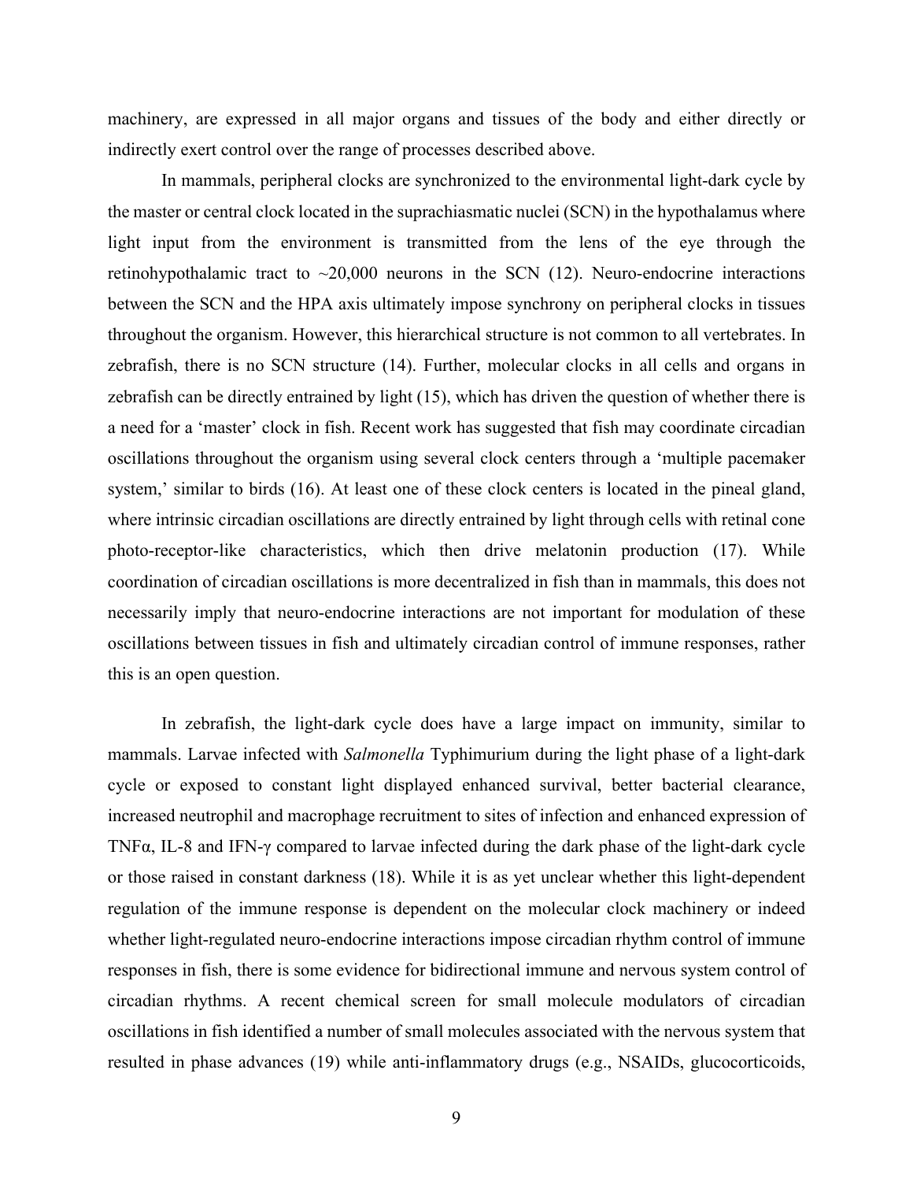machinery, are expressed in all major organs and tissues of the body and either directly or indirectly exert control over the range of processes described above.

In mammals, peripheral clocks are synchronized to the environmental light-dark cycle by the master or central clock located in the suprachiasmatic nuclei (SCN) in the hypothalamus where light input from the environment is transmitted from the lens of the eye through the retinohypothalamic tract to ~20,000 neurons in the SCN (12). Neuro-endocrine interactions between the SCN and the HPA axis ultimately impose synchrony on peripheral clocks in tissues throughout the organism. However, this hierarchical structure is not common to all vertebrates. In zebrafish, there is no SCN structure (14). Further, molecular clocks in all cells and organs in zebrafish can be directly entrained by light (15), which has driven the question of whether there is a need for a 'master' clock in fish. Recent work has suggested that fish may coordinate circadian oscillations throughout the organism using several clock centers through a 'multiple pacemaker system,' similar to birds (16). At least one of these clock centers is located in the pineal gland, where intrinsic circadian oscillations are directly entrained by light through cells with retinal cone photo-receptor-like characteristics, which then drive melatonin production (17). While coordination of circadian oscillations is more decentralized in fish than in mammals, this does not necessarily imply that neuro-endocrine interactions are not important for modulation of these oscillations between tissues in fish and ultimately circadian control of immune responses, rather this is an open question.

In zebrafish, the light-dark cycle does have a large impact on immunity, similar to mammals. Larvae infected with *Salmonella* Typhimurium during the light phase of a light-dark cycle or exposed to constant light displayed enhanced survival, better bacterial clearance, increased neutrophil and macrophage recruitment to sites of infection and enhanced expression of TNFα, IL-8 and IFN-γ compared to larvae infected during the dark phase of the light-dark cycle or those raised in constant darkness (18). While it is as yet unclear whether this light-dependent regulation of the immune response is dependent on the molecular clock machinery or indeed whether light-regulated neuro-endocrine interactions impose circadian rhythm control of immune responses in fish, there is some evidence for bidirectional immune and nervous system control of circadian rhythms. A recent chemical screen for small molecule modulators of circadian oscillations in fish identified a number of small molecules associated with the nervous system that resulted in phase advances (19) while anti-inflammatory drugs (e.g., NSAIDs, glucocorticoids,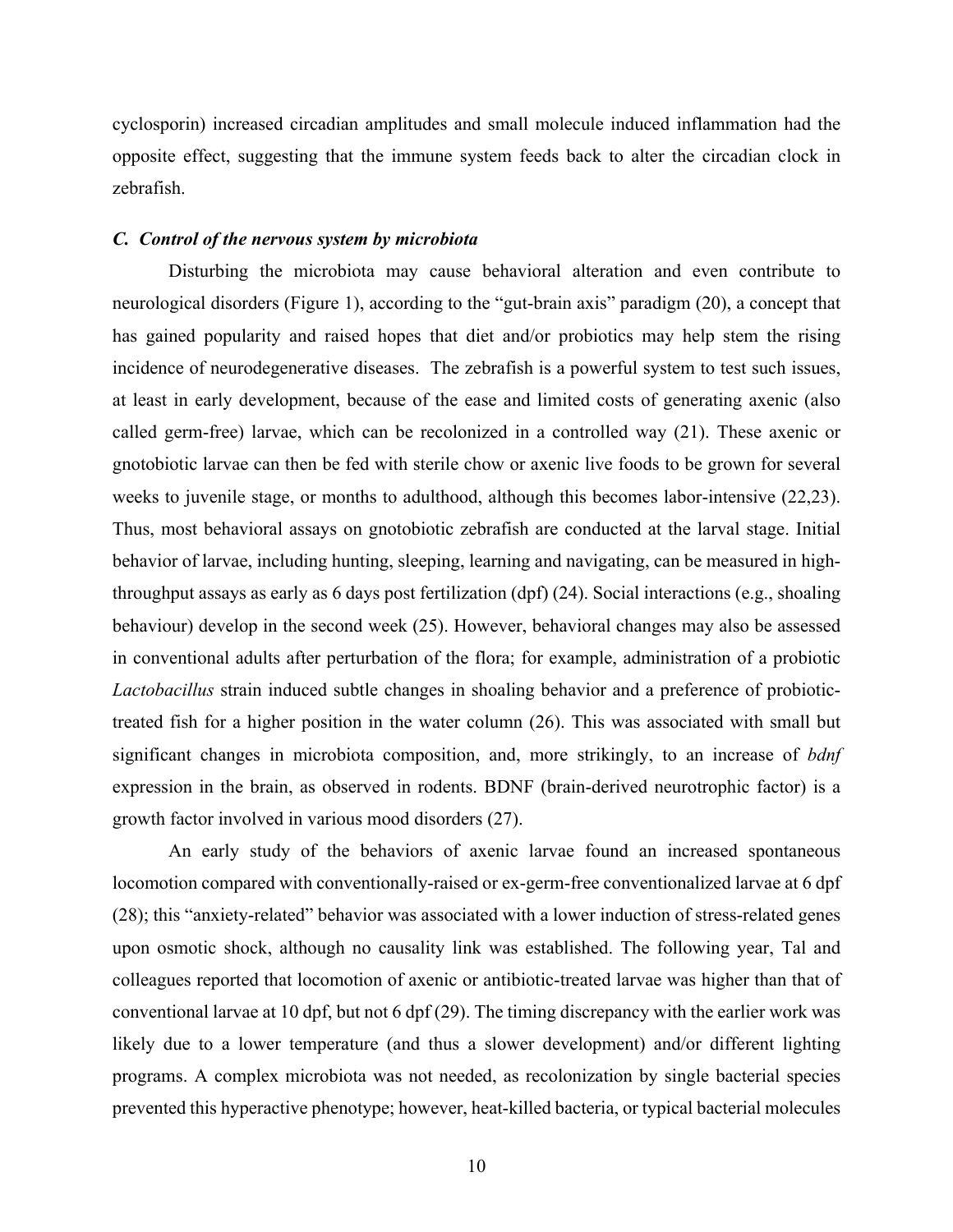cyclosporin) increased circadian amplitudes and small molecule induced inflammation had the opposite effect, suggesting that the immune system feeds back to alter the circadian clock in zebrafish.

### *C. Control of the nervous system by microbiota*

Disturbing the microbiota may cause behavioral alteration and even contribute to neurological disorders (Figure 1), according to the "gut-brain axis" paradigm (20), a concept that has gained popularity and raised hopes that diet and/or probiotics may help stem the rising incidence of neurodegenerative diseases. The zebrafish is a powerful system to test such issues, at least in early development, because of the ease and limited costs of generating axenic (also called germ-free) larvae, which can be recolonized in a controlled way (21). These axenic or gnotobiotic larvae can then be fed with sterile chow or axenic live foods to be grown for several weeks to juvenile stage, or months to adulthood, although this becomes labor-intensive (22,23). Thus, most behavioral assays on gnotobiotic zebrafish are conducted at the larval stage. Initial behavior of larvae, including hunting, sleeping, learning and navigating, can be measured in high-throughput assays as early as 6 days post fertilization (dpf) (24). Social interactions (e.g., shoaling behaviour) develop in the second week (25). However, behavioral changes may also be assessed in conventional adults after perturbation of the flora; for example, administration of a probiotic *Lactobacillus* strain induced subtle changes in shoaling behavior and a preference of probiotic-treated fish for a higher position in the water column (26). This was associated with small but significant changes in microbiota composition, and, more strikingly, to an increase of *bdnf* expression in the brain, as observed in rodents. BDNF (brain-derived neurotrophic factor) is a growth factor involved in various mood disorders (27).

An early study of the behaviors of axenic larvae found an increased spontaneous locomotion compared with conventionally-raised or ex-germ-free conventionalized larvae at 6 dpf (28); this "anxiety-related" behavior was associated with a lower induction of stress-related genes upon osmotic shock, although no causality link was established. The following year, Tal and colleagues reported that locomotion of axenic or antibiotic-treated larvae was higher than that of conventional larvae at 10 dpf, but not 6 dpf (29). The timing discrepancy with the earlier work was likely due to a lower temperature (and thus a slower development) and/or different lighting programs. A complex microbiota was not needed, as recolonization by single bacterial species prevented this hyperactive phenotype; however, heat-killed bacteria, or typical bacterial molecules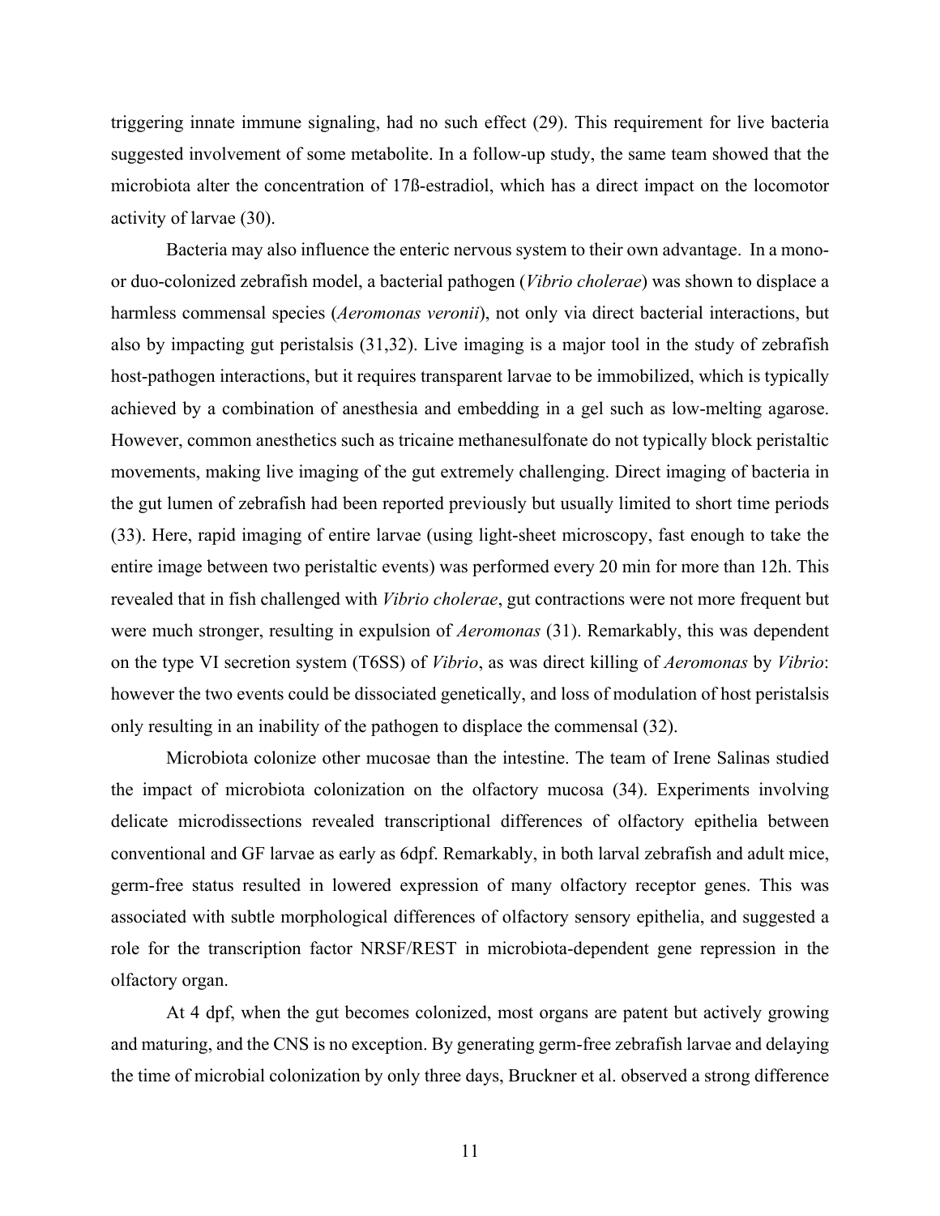triggering innate immune signaling, had no such effect (29). This requirement for live bacteria suggested involvement of some metabolite. In a follow-up study, the same team showed that the microbiota alter the concentration of 17ß-estradiol, which has a direct impact on the locomotor activity of larvae (30).

Bacteria may also influence the enteric nervous system to their own advantage. In a mono- or duo-colonized zebrafish model, a bacterial pathogen (*Vibrio cholerae*) was shown to displace a harmless commensal species (*Aeromonas veronii*), not only via direct bacterial interactions, but also by impacting gut peristalsis (31,32). Live imaging is a major tool in the study of zebrafish host-pathogen interactions, but it requires transparent larvae to be immobilized, which is typically achieved by a combination of anesthesia and embedding in a gel such as low-melting agarose. However, common anesthetics such as tricaine methanesulfonate do not typically block peristaltic movements, making live imaging of the gut extremely challenging. Direct imaging of bacteria in the gut lumen of zebrafish had been reported previously but usually limited to short time periods (33). Here, rapid imaging of entire larvae (using light-sheet microscopy, fast enough to take the entire image between two peristaltic events) was performed every 20 min for more than 12h. This revealed that in fish challenged with *Vibrio cholerae*, gut contractions were not more frequent but were much stronger, resulting in expulsion of *Aeromonas* (31). Remarkably, this was dependent on the type VI secretion system (T6SS) of *Vibrio*, as was direct killing of *Aeromonas* by *Vibrio*: however the two events could be dissociated genetically, and loss of modulation of host peristalsis only resulting in an inability of the pathogen to displace the commensal (32).

Microbiota colonize other mucosae than the intestine. The team of Irene Salinas studied the impact of microbiota colonization on the olfactory mucosa (34). Experiments involving delicate microdissections revealed transcriptional differences of olfactory epithelia between conventional and GF larvae as early as 6dpf. Remarkably, in both larval zebrafish and adult mice, germ-free status resulted in lowered expression of many olfactory receptor genes. This was associated with subtle morphological differences of olfactory sensory epithelia, and suggested a role for the transcription factor NRSF/REST in microbiota-dependent gene repression in the olfactory organ.

At 4 dpf, when the gut becomes colonized, most organs are patent but actively growing and maturing, and the CNS is no exception. By generating germ-free zebrafish larvae and delaying the time of microbial colonization by only three days, Bruckner et al. observed a strong difference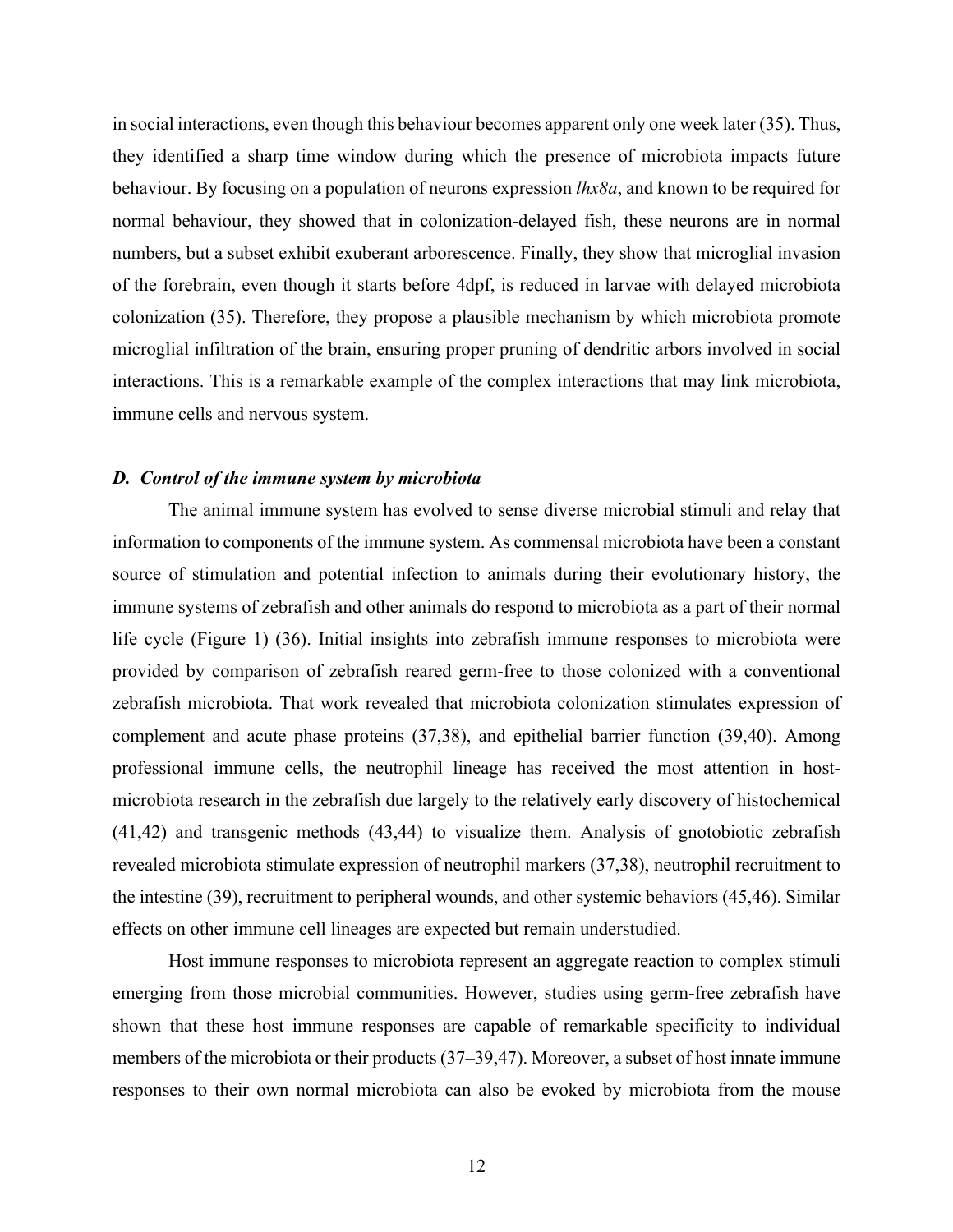in social interactions, even though this behaviour becomes apparent only one week later (35). Thus, they identified a sharp time window during which the presence of microbiota impacts future behaviour. By focusing on a population of neurons expression *lhx8a*, and known to be required for normal behaviour, they showed that in colonization-delayed fish, these neurons are in normal numbers, but a subset exhibit exuberant arborescence. Finally, they show that microglial invasion of the forebrain, even though it starts before 4dpf, is reduced in larvae with delayed microbiota colonization (35). Therefore, they propose a plausible mechanism by which microbiota promote microglial infiltration of the brain, ensuring proper pruning of dendritic arbors involved in social interactions. This is a remarkable example of the complex interactions that may link microbiota, immune cells and nervous system.

### *D. Control of the immune system by microbiota*

The animal immune system has evolved to sense diverse microbial stimuli and relay that information to components of the immune system. As commensal microbiota have been a constant source of stimulation and potential infection to animals during their evolutionary history, the immune systems of zebrafish and other animals do respond to microbiota as a part of their normal life cycle (Figure 1) (36). Initial insights into zebrafish immune responses to microbiota were provided by comparison of zebrafish reared germ-free to those colonized with a conventional zebrafish microbiota. That work revealed that microbiota colonization stimulates expression of complement and acute phase proteins (37,38), and epithelial barrier function (39,40). Among professional immune cells, the neutrophil lineage has received the most attention in host-microbiota research in the zebrafish due largely to the relatively early discovery of histochemical (41,42) and transgenic methods (43,44) to visualize them. Analysis of gnotobiotic zebrafish revealed microbiota stimulate expression of neutrophil markers (37,38), neutrophil recruitment to the intestine (39), recruitment to peripheral wounds, and other systemic behaviors (45,46). Similar effects on other immune cell lineages are expected but remain understudied.

Host immune responses to microbiota represent an aggregate reaction to complex stimuli emerging from those microbial communities. However, studies using germ-free zebrafish have shown that these host immune responses are capable of remarkable specificity to individual members of the microbiota or their products (37–39,47). Moreover, a subset of host innate immune responses to their own normal microbiota can also be evoked by microbiota from the mouse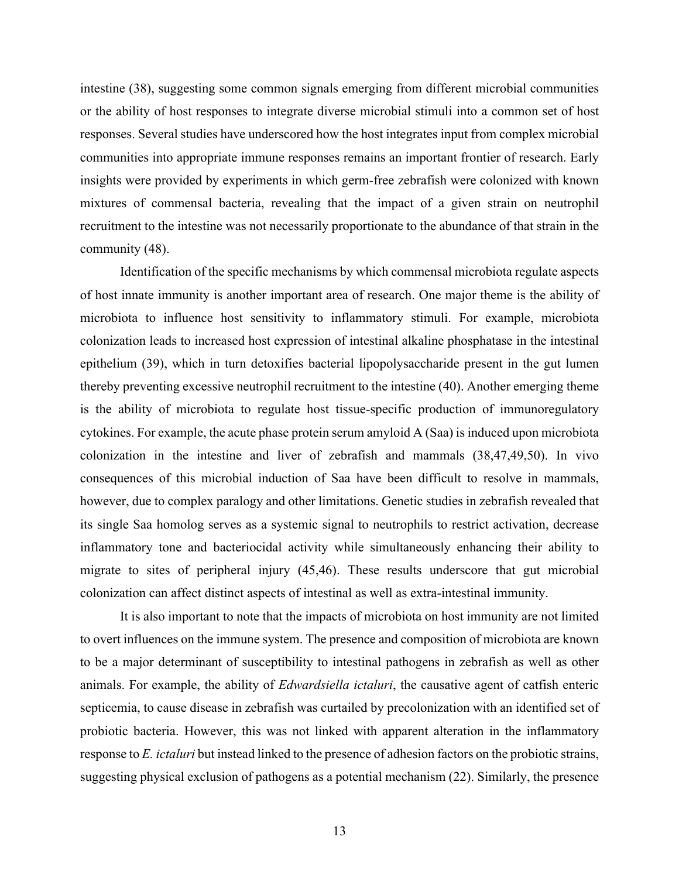intestine (38), suggesting some common signals emerging from different microbial communities or the ability of host responses to integrate diverse microbial stimuli into a common set of host responses. Several studies have underscored how the host integrates input from complex microbial communities into appropriate immune responses remains an important frontier of research. Early insights were provided by experiments in which germ-free zebrafish were colonized with known mixtures of commensal bacteria, revealing that the impact of a given strain on neutrophil recruitment to the intestine was not necessarily proportionate to the abundance of that strain in the community (48).

Identification of the specific mechanisms by which commensal microbiota regulate aspects of host innate immunity is another important area of research. One major theme is the ability of microbiota to influence host sensitivity to inflammatory stimuli. For example, microbiota colonization leads to increased host expression of intestinal alkaline phosphatase in the intestinal epithelium (39), which in turn detoxifies bacterial lipopolysaccharide present in the gut lumen thereby preventing excessive neutrophil recruitment to the intestine (40). Another emerging theme is the ability of microbiota to regulate host tissue-specific production of immunoregulatory cytokines. For example, the acute phase protein serum amyloid A (Saa) is induced upon microbiota colonization in the intestine and liver of zebrafish and mammals (38,47,49,50). In vivo consequences of this microbial induction of Saa have been difficult to resolve in mammals, however, due to complex paralogy and other limitations. Genetic studies in zebrafish revealed that its single Saa homolog serves as a systemic signal to neutrophils to restrict activation, decrease inflammatory tone and bacteriocidal activity while simultaneously enhancing their ability to migrate to sites of peripheral injury (45,46). These results underscore that gut microbial colonization can affect distinct aspects of intestinal as well as extra-intestinal immunity.

It is also important to note that the impacts of microbiota on host immunity are not limited to overt influences on the immune system. The presence and composition of microbiota are known to be a major determinant of susceptibility to intestinal pathogens in zebrafish as well as other animals. For example, the ability of *Edwardsiella ictaluri*, the causative agent of catfish enteric septicemia, to cause disease in zebrafish was curtailed by precolonization with an identified set of probiotic bacteria. However, this was not linked with apparent alteration in the inflammatory response to *E. ictaluri* but instead linked to the presence of adhesion factors on the probiotic strains, suggesting physical exclusion of pathogens as a potential mechanism (22). Similarly, the presence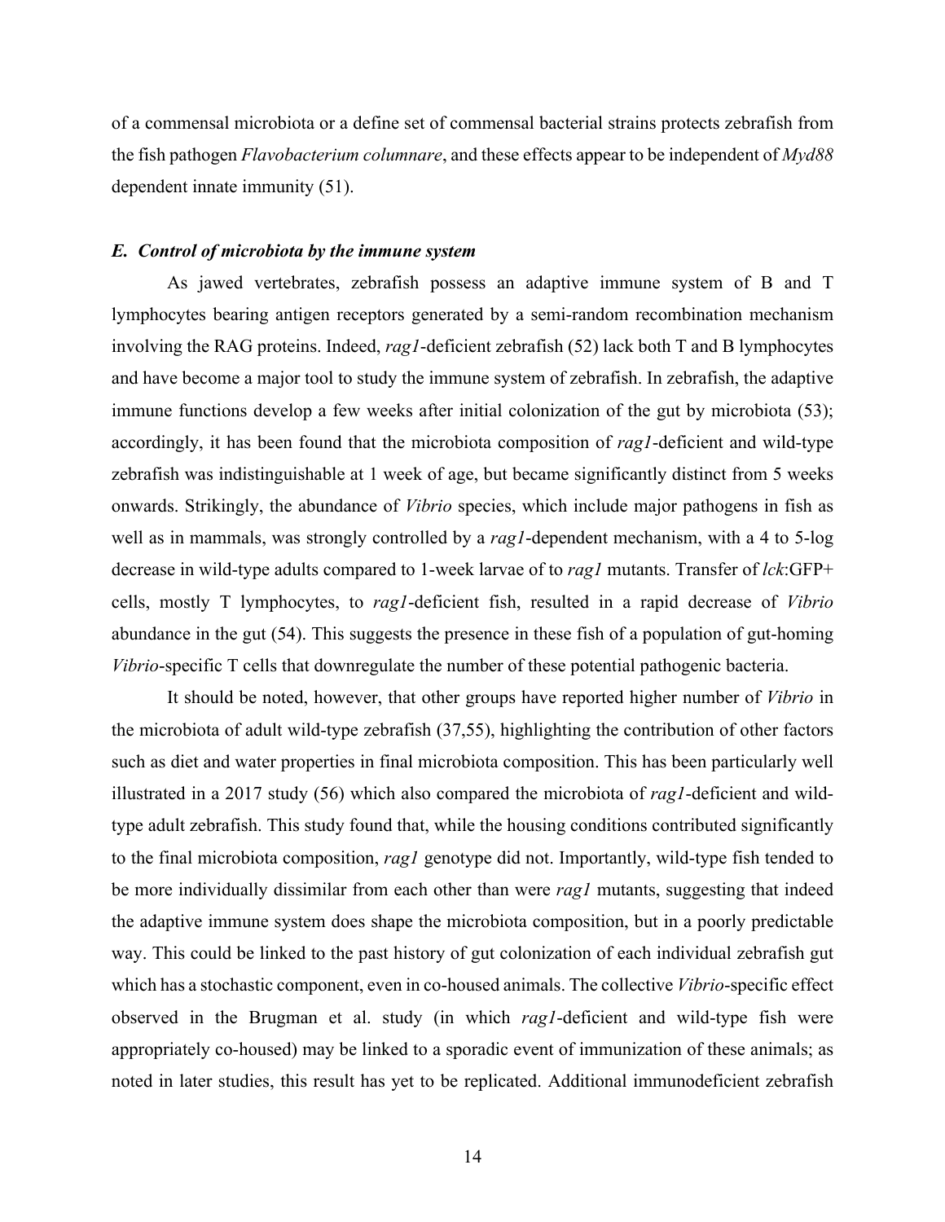of a commensal microbiota or a define set of commensal bacterial strains protects zebrafish from the fish pathogen *Flavobacterium columnare*, and these effects appear to be independent of *Myd88* dependent innate immunity (51).

### *E. Control of microbiota by the immune system*

As jawed vertebrates, zebrafish possess an adaptive immune system of B and T lymphocytes bearing antigen receptors generated by a semi-random recombination mechanism involving the RAG proteins. Indeed, *rag1*-deficient zebrafish (52) lack both T and B lymphocytes and have become a major tool to study the immune system of zebrafish. In zebrafish, the adaptive immune functions develop a few weeks after initial colonization of the gut by microbiota (53); accordingly, it has been found that the microbiota composition of *rag1*-deficient and wild-type zebrafish was indistinguishable at 1 week of age, but became significantly distinct from 5 weeks onwards. Strikingly, the abundance of *Vibrio* species, which include major pathogens in fish as well as in mammals, was strongly controlled by a *rag1*-dependent mechanism, with a 4 to 5-log decrease in wild-type adults compared to 1-week larvae of to *rag1* mutants. Transfer of *lck*:GFP+ cells, mostly T lymphocytes, to *rag1*-deficient fish, resulted in a rapid decrease of *Vibrio* abundance in the gut (54). This suggests the presence in these fish of a population of gut-homing *Vibrio*-specific T cells that downregulate the number of these potential pathogenic bacteria.

It should be noted, however, that other groups have reported higher number of *Vibrio* in the microbiota of adult wild-type zebrafish (37,55), highlighting the contribution of other factors such as diet and water properties in final microbiota composition. This has been particularly well illustrated in a 2017 study (56) which also compared the microbiota of *rag1*-deficient and wild-type adult zebrafish. This study found that, while the housing conditions contributed significantly to the final microbiota composition, *rag1* genotype did not. Importantly, wild-type fish tended to be more individually dissimilar from each other than were *rag1* mutants, suggesting that indeed the adaptive immune system does shape the microbiota composition, but in a poorly predictable way. This could be linked to the past history of gut colonization of each individual zebrafish gut which has a stochastic component, even in co-housed animals. The collective *Vibrio*-specific effect observed in the Brugman et al. study (in which *rag1*-deficient and wild-type fish were appropriately co-housed) may be linked to a sporadic event of immunization of these animals; as noted in later studies, this result has yet to be replicated. Additional immunodeficient zebrafish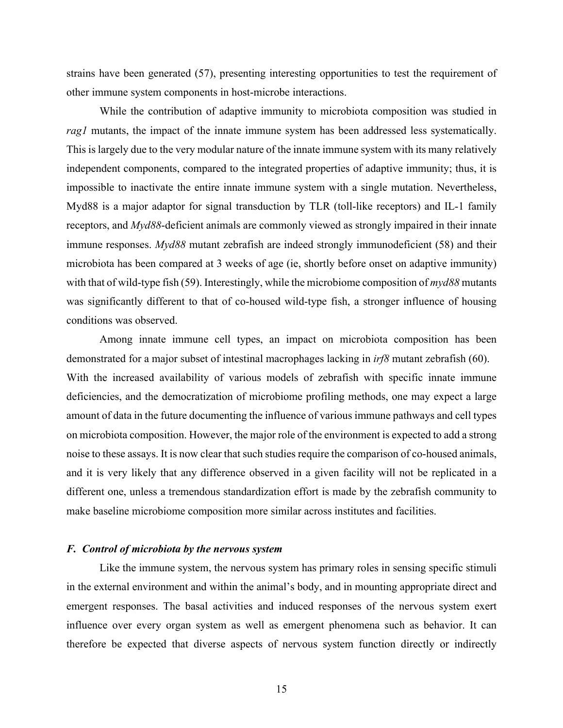strains have been generated (57), presenting interesting opportunities to test the requirement of other immune system components in host-microbe interactions.

While the contribution of adaptive immunity to microbiota composition was studied in *rag1* mutants, the impact of the innate immune system has been addressed less systematically. This is largely due to the very modular nature of the innate immune system with its many relatively independent components, compared to the integrated properties of adaptive immunity; thus, it is impossible to inactivate the entire innate immune system with a single mutation. Nevertheless, Myd88 is a major adaptor for signal transduction by TLR (toll-like receptors) and IL-1 family receptors, and *Myd88*-deficient animals are commonly viewed as strongly impaired in their innate immune responses. *Myd88* mutant zebrafish are indeed strongly immunodeficient (58) and their microbiota has been compared at 3 weeks of age (ie, shortly before onset on adaptive immunity) with that of wild-type fish (59). Interestingly, while the microbiome composition of *myd88* mutants was significantly different to that of co-housed wild-type fish, a stronger influence of housing conditions was observed.

Among innate immune cell types, an impact on microbiota composition has been demonstrated for a major subset of intestinal macrophages lacking in *irf8* mutant zebrafish (60). With the increased availability of various models of zebrafish with specific innate immune deficiencies, and the democratization of microbiome profiling methods, one may expect a large amount of data in the future documenting the influence of various immune pathways and cell types on microbiota composition. However, the major role of the environment is expected to add a strong noise to these assays. It is now clear that such studies require the comparison of co-housed animals, and it is very likely that any difference observed in a given facility will not be replicated in a different one, unless a tremendous standardization effort is made by the zebrafish community to make baseline microbiome composition more similar across institutes and facilities.

### *F. Control of microbiota by the nervous system*

Like the immune system, the nervous system has primary roles in sensing specific stimuli in the external environment and within the animal's body, and in mounting appropriate direct and emergent responses. The basal activities and induced responses of the nervous system exert influence over every organ system as well as emergent phenomena such as behavior. It can therefore be expected that diverse aspects of nervous system function directly or indirectly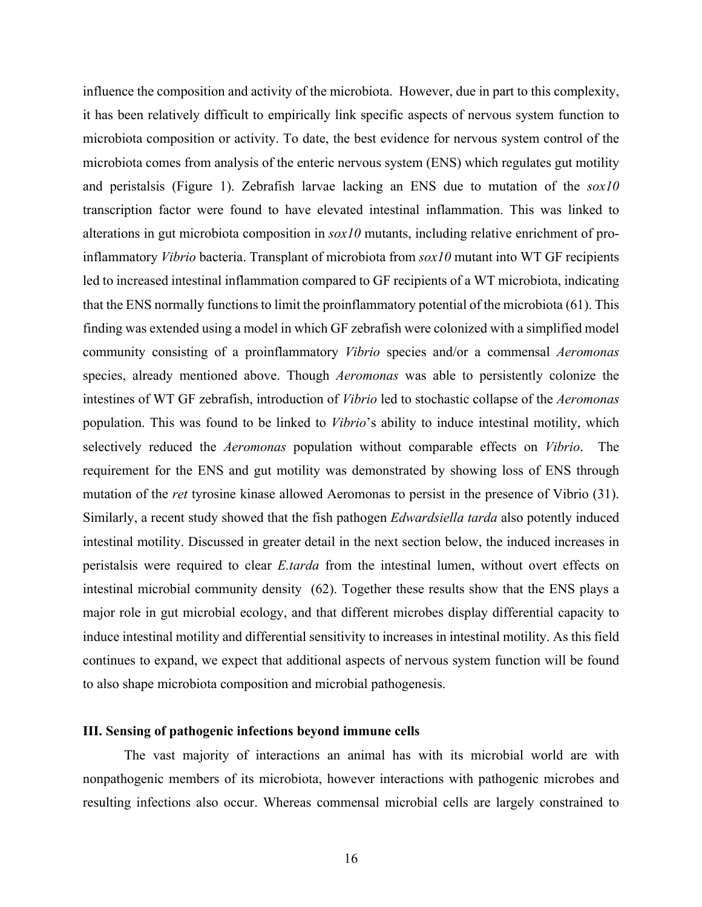influence the composition and activity of the microbiota. However, due in part to this complexity, it has been relatively difficult to empirically link specific aspects of nervous system function to microbiota composition or activity. To date, the best evidence for nervous system control of the microbiota comes from analysis of the enteric nervous system (ENS) which regulates gut motility and peristalsis (Figure 1). Zebrafish larvae lacking an ENS due to mutation of the *sox10* transcription factor were found to have elevated intestinal inflammation. This was linked to alterations in gut microbiota composition in *sox10* mutants, including relative enrichment of pro-inflammatory *Vibrio* bacteria. Transplant of microbiota from *sox10* mutant into WT GF recipients led to increased intestinal inflammation compared to GF recipients of a WT microbiota, indicating that the ENS normally functions to limit the proinflammatory potential of the microbiota (61). This finding was extended using a model in which GF zebrafish were colonized with a simplified model community consisting of a proinflammatory *Vibrio* species and/or a commensal *Aeromonas* species, already mentioned above. Though *Aeromonas* was able to persistently colonize the intestines of WT GF zebrafish, introduction of *Vibrio* led to stochastic collapse of the *Aeromonas* population. This was found to be linked to *Vibrio*'s ability to induce intestinal motility, which selectively reduced the *Aeromonas* population without comparable effects on *Vibrio*. The requirement for the ENS and gut motility was demonstrated by showing loss of ENS through mutation of the *ret* tyrosine kinase allowed Aeromonas to persist in the presence of Vibrio (31). Similarly, a recent study showed that the fish pathogen *Edwardsiella tarda* also potently induced intestinal motility. Discussed in greater detail in the next section below, the induced increases in peristalsis were required to clear *E.tarda* from the intestinal lumen, without overt effects on intestinal microbial community density (62). Together these results show that the ENS plays a major role in gut microbial ecology, and that different microbes display differential capacity to induce intestinal motility and differential sensitivity to increases in intestinal motility. As this field continues to expand, we expect that additional aspects of nervous system function will be found to also shape microbiota composition and microbial pathogenesis.

### III. Sensing of pathogenic infections beyond immune cells

The vast majority of interactions an animal has with its microbial world are with nonpathogenic members of its microbiota, however interactions with pathogenic microbes and resulting infections also occur. Whereas commensal microbial cells are largely constrained to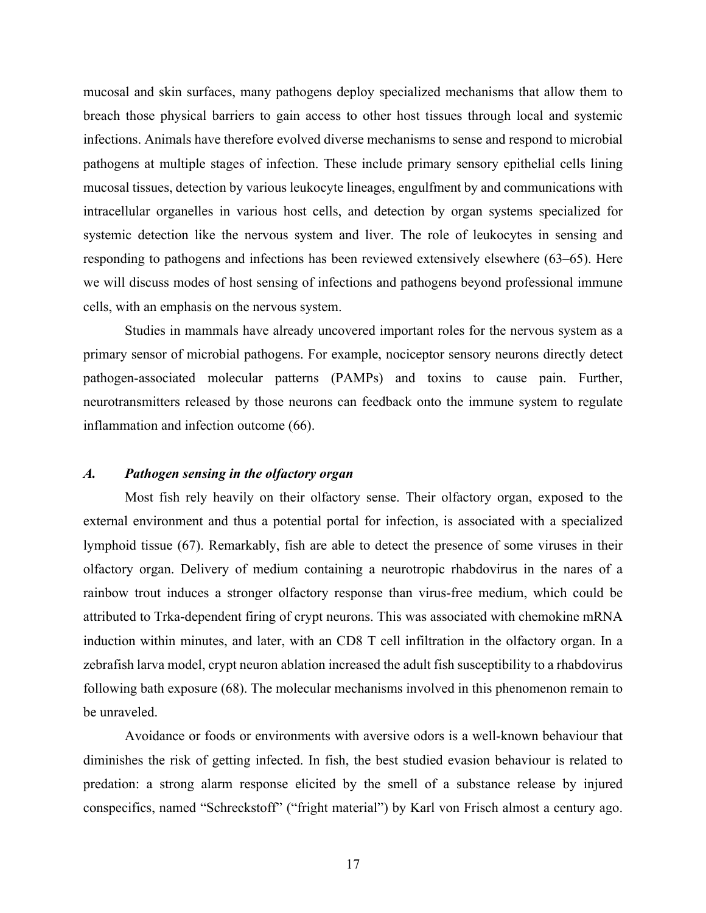mucosal and skin surfaces, many pathogens deploy specialized mechanisms that allow them to breach those physical barriers to gain access to other host tissues through local and systemic infections. Animals have therefore evolved diverse mechanisms to sense and respond to microbial pathogens at multiple stages of infection. These include primary sensory epithelial cells lining mucosal tissues, detection by various leukocyte lineages, engulfment by and communications with intracellular organelles in various host cells, and detection by organ systems specialized for systemic detection like the nervous system and liver. The role of leukocytes in sensing and responding to pathogens and infections has been reviewed extensively elsewhere (63–65). Here we will discuss modes of host sensing of infections and pathogens beyond professional immune cells, with an emphasis on the nervous system.

Studies in mammals have already uncovered important roles for the nervous system as a primary sensor of microbial pathogens. For example, nociceptor sensory neurons directly detect pathogen-associated molecular patterns (PAMPs) and toxins to cause pain. Further, neurotransmitters released by those neurons can feedback onto the immune system to regulate inflammation and infection outcome (66).

### *A. Pathogen sensing in the olfactory organ*

Most fish rely heavily on their olfactory sense. Their olfactory organ, exposed to the external environment and thus a potential portal for infection, is associated with a specialized lymphoid tissue (67). Remarkably, fish are able to detect the presence of some viruses in their olfactory organ. Delivery of medium containing a neurotropic rhabdovirus in the nares of a rainbow trout induces a stronger olfactory response than virus-free medium, which could be attributed to Trka-dependent firing of crypt neurons. This was associated with chemokine mRNA induction within minutes, and later, with an CD8 T cell infiltration in the olfactory organ. In a zebrafish larva model, crypt neuron ablation increased the adult fish susceptibility to a rhabdovirus following bath exposure (68). The molecular mechanisms involved in this phenomenon remain to be unraveled.

Avoidance or foods or environments with aversive odors is a well-known behaviour that diminishes the risk of getting infected. In fish, the best studied evasion behaviour is related to predation: a strong alarm response elicited by the smell of a substance release by injured conspecifics, named “Schreckstoff” (“fright material”) by Karl von Frisch almost a century ago.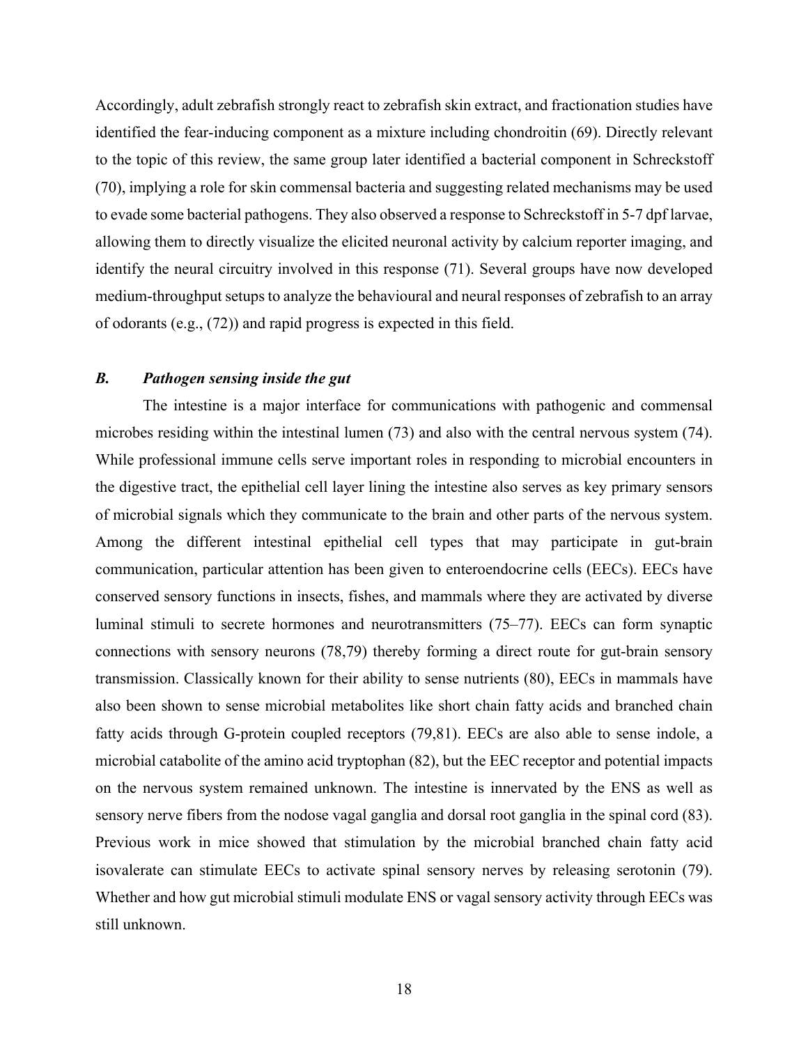Accordingly, adult zebrafish strongly react to zebrafish skin extract, and fractionation studies have identified the fear-inducing component as a mixture including chondroitin (69). Directly relevant to the topic of this review, the same group later identified a bacterial component in Schreckstoff (70), implying a role for skin commensal bacteria and suggesting related mechanisms may be used to evade some bacterial pathogens. They also observed a response to Schreckstoff in 5-7 dpf larvae, allowing them to directly visualize the elicited neuronal activity by calcium reporter imaging, and identify the neural circuitry involved in this response (71). Several groups have now developed medium-throughput setups to analyze the behavioural and neural responses of zebrafish to an array of odorants (e.g., (72)) and rapid progress is expected in this field.

### *B. Pathogen sensing inside the gut*

The intestine is a major interface for communications with pathogenic and commensal microbes residing within the intestinal lumen (73) and also with the central nervous system (74). While professional immune cells serve important roles in responding to microbial encounters in the digestive tract, the epithelial cell layer lining the intestine also serves as key primary sensors of microbial signals which they communicate to the brain and other parts of the nervous system. Among the different intestinal epithelial cell types that may participate in gut-brain communication, particular attention has been given to enteroendocrine cells (EECs). EECs have conserved sensory functions in insects, fishes, and mammals where they are activated by diverse luminal stimuli to secrete hormones and neurotransmitters (75–77). EECs can form synaptic connections with sensory neurons (78,79) thereby forming a direct route for gut-brain sensory transmission. Classically known for their ability to sense nutrients (80), EECs in mammals have also been shown to sense microbial metabolites like short chain fatty acids and branched chain fatty acids through G-protein coupled receptors (79,81). EECs are also able to sense indole, a microbial catabolite of the amino acid tryptophan (82), but the EEC receptor and potential impacts on the nervous system remained unknown. The intestine is innervated by the ENS as well as sensory nerve fibers from the nodose vagal ganglia and dorsal root ganglia in the spinal cord (83). Previous work in mice showed that stimulation by the microbial branched chain fatty acid isovalerate can stimulate EECs to activate spinal sensory nerves by releasing serotonin (79). Whether and how gut microbial stimuli modulate ENS or vagal sensory activity through EECs was still unknown.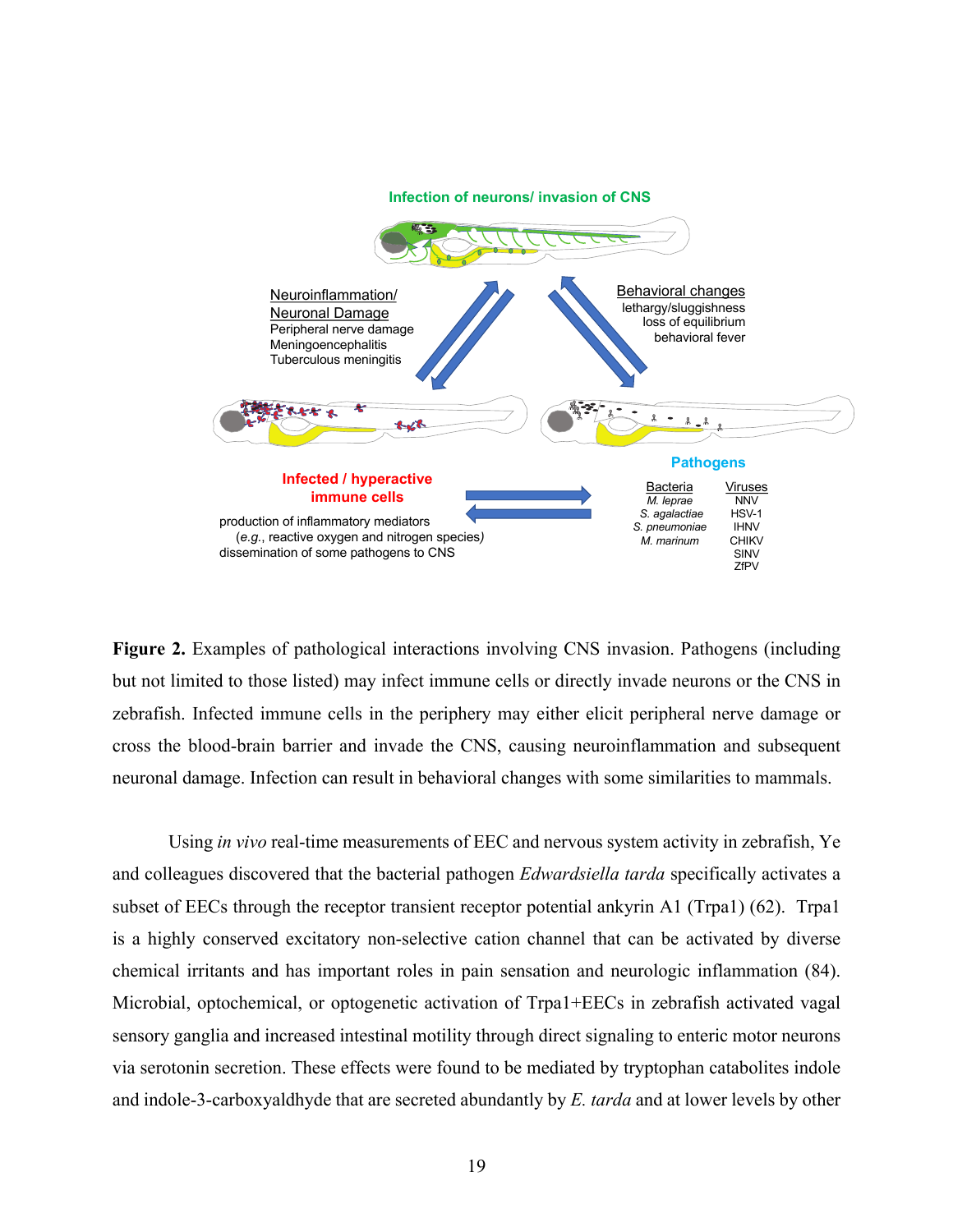**Figure 2.** Examples of pathological interactions involving CNS invasion. Pathogens (including but not limited to those listed) may infect immune cells or directly invade neurons or the CNS in zebrafish. Infected immune cells in the periphery may either elicit peripheral nerve damage or cross the blood-brain barrier and invade the CNS, causing neuroinflammation and subsequent neuronal damage. Infection can result in behavioral changes with some similarities to mammals.

Using *in vivo* real-time measurements of EEC and nervous system activity in zebrafish, Ye and colleagues discovered that the bacterial pathogen *Edwardsiella tarda* specifically activates a subset of EECs through the receptor transient receptor potential ankyrin A1 (Trpa1) (62). Trpa1 is a highly conserved excitatory non-selective cation channel that can be activated by diverse chemical irritants and has important roles in pain sensation and neurologic inflammation (84). Microbial, optochemical, or optogenetic activation of Trpa1+EECs in zebrafish activated vagal sensory ganglia and increased intestinal motility through direct signaling to enteric motor neurons via serotonin secretion. These effects were found to be mediated by tryptophan catabolites indole and indole-3-carboxyaldhyde that are secreted abundantly by *E. tarda* and at lower levels by other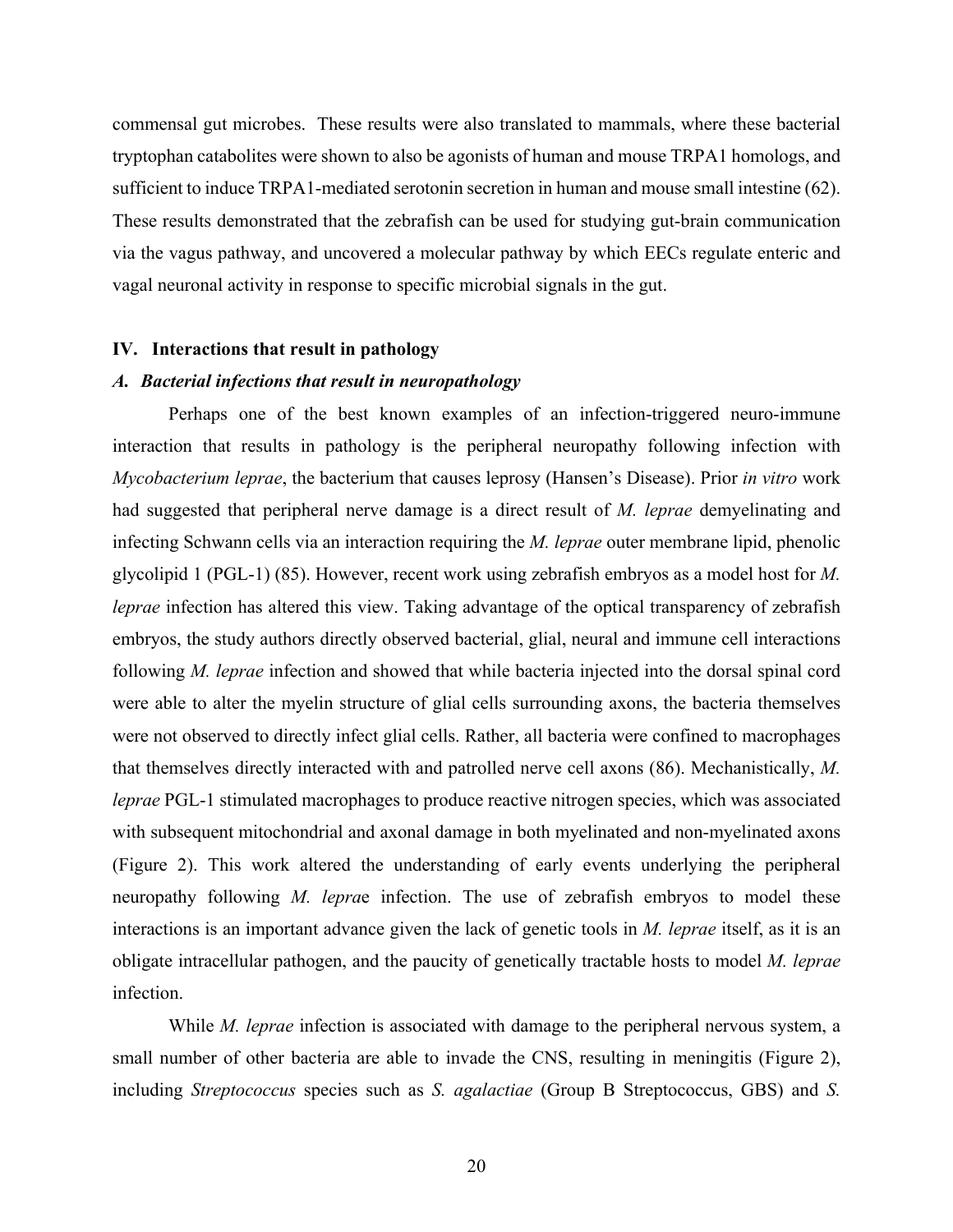commensal gut microbes. These results were also translated to mammals, where these bacterial tryptophan catabolites were shown to also be agonists of human and mouse TRPA1 homologs, and sufficient to induce TRPA1-mediated serotonin secretion in human and mouse small intestine (62). These results demonstrated that the zebrafish can be used for studying gut-brain communication via the vagus pathway, and uncovered a molecular pathway by which EECs regulate enteric and vagal neuronal activity in response to specific microbial signals in the gut.

## IV. Interactions that result in pathology

### *A. Bacterial infections that result in neuropathology*

Perhaps one of the best known examples of an infection-triggered neuro-immune interaction that results in pathology is the peripheral neuropathy following infection with *Mycobacterium leprae*, the bacterium that causes leprosy (Hansen's Disease). Prior *in vitro* work had suggested that peripheral nerve damage is a direct result of *M. leprae* demyelinating and infecting Schwann cells via an interaction requiring the *M. leprae* outer membrane lipid, phenolic glycolipid 1 (PGL-1) (85). However, recent work using zebrafish embryos as a model host for *M. leprae* infection has altered this view. Taking advantage of the optical transparency of zebrafish embryos, the study authors directly observed bacterial, glial, neural and immune cell interactions following *M. leprae* infection and showed that while bacteria injected into the dorsal spinal cord were able to alter the myelin structure of glial cells surrounding axons, the bacteria themselves were not observed to directly infect glial cells. Rather, all bacteria were confined to macrophages that themselves directly interacted with and patrolled nerve cell axons (86). Mechanistically, *M. leprae* PGL-1 stimulated macrophages to produce reactive nitrogen species, which was associated with subsequent mitochondrial and axonal damage in both myelinated and non-myelinated axons (Figure 2). This work altered the understanding of early events underlying the peripheral neuropathy following *M. leprae* infection. The use of zebrafish embryos to model these interactions is an important advance given the lack of genetic tools in *M. leprae* itself, as it is an obligate intracellular pathogen, and the paucity of genetically tractable hosts to model *M. leprae* infection.

While *M. leprae* infection is associated with damage to the peripheral nervous system, a small number of other bacteria are able to invade the CNS, resulting in meningitis (Figure 2), including *Streptococcus* species such as *S. agalactiae* (Group B Streptococcus, GBS) and *S.*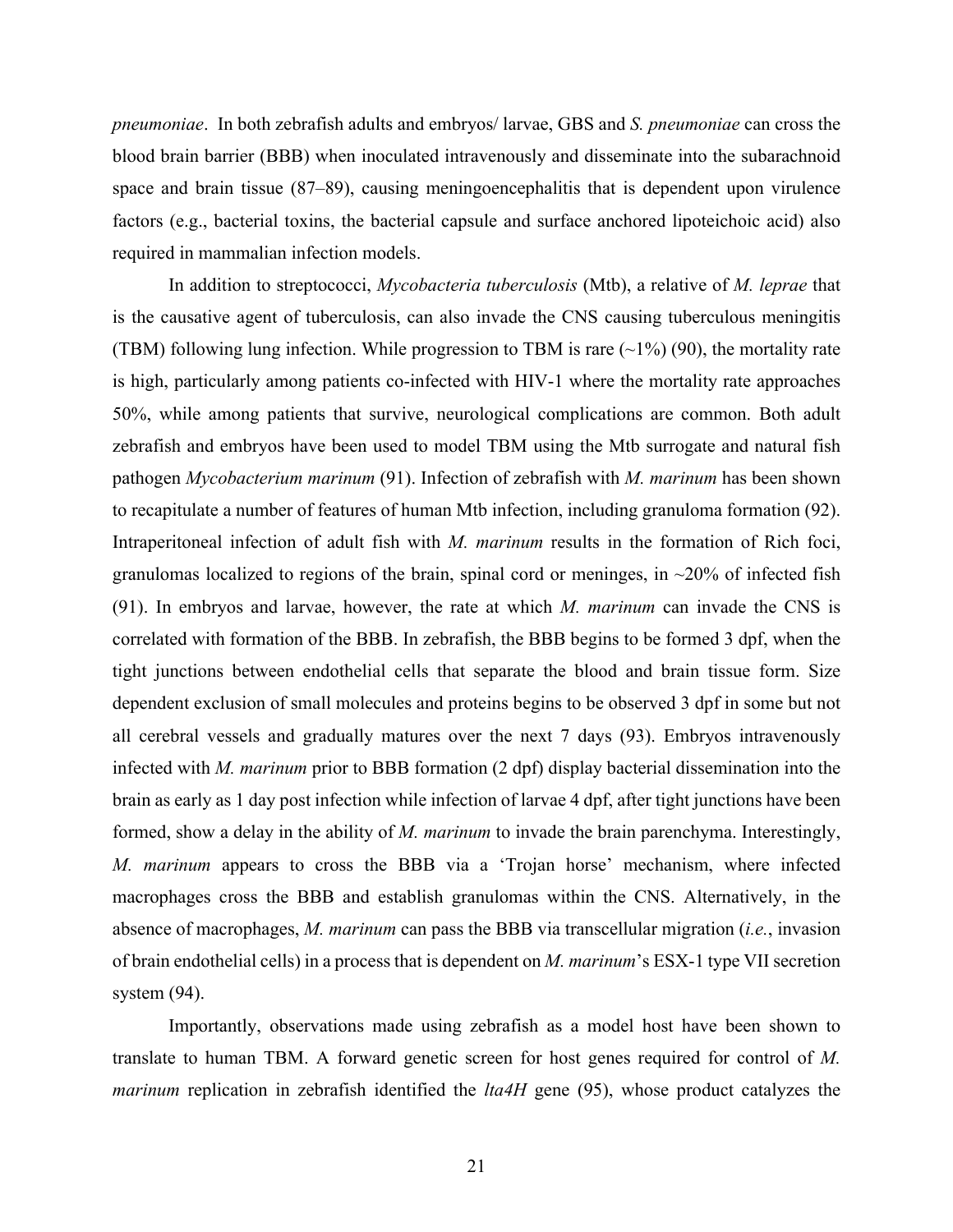*pneumoniae*. In both zebrafish adults and embryos/ larvae, GBS and *S. pneumoniae* can cross the blood brain barrier (BBB) when inoculated intravenously and disseminate into the subarachnoid space and brain tissue (87–89), causing meningoencephalitis that is dependent upon virulence factors (e.g., bacterial toxins, the bacterial capsule and surface anchored lipoteichoic acid) also required in mammalian infection models.

In addition to streptococci, *Mycobacteria tuberculosis* (Mtb), a relative of *M. leprae* that is the causative agent of tuberculosis, can also invade the CNS causing tuberculous meningitis (TBM) following lung infection. While progression to TBM is rare (~1%) (90), the mortality rate is high, particularly among patients co-infected with HIV-1 where the mortality rate approaches 50%, while among patients that survive, neurological complications are common. Both adult zebrafish and embryos have been used to model TBM using the Mtb surrogate and natural fish pathogen *Mycobacterium marinum* (91). Infection of zebrafish with *M. marinum* has been shown to recapitulate a number of features of human Mtb infection, including granuloma formation (92). Intraperitoneal infection of adult fish with *M. marinum* results in the formation of Rich foci, granulomas localized to regions of the brain, spinal cord or meninges, in ~20% of infected fish (91). In embryos and larvae, however, the rate at which *M. marinum* can invade the CNS is correlated with formation of the BBB. In zebrafish, the BBB begins to be formed 3 dpf, when the tight junctions between endothelial cells that separate the blood and brain tissue form. Size dependent exclusion of small molecules and proteins begins to be observed 3 dpf in some but not all cerebral vessels and gradually matures over the next 7 days (93). Embryos intravenously infected with *M. marinum* prior to BBB formation (2 dpf) display bacterial dissemination into the brain as early as 1 day post infection while infection of larvae 4 dpf, after tight junctions have been formed, show a delay in the ability of *M. marinum* to invade the brain parenchyma. Interestingly, *M. marinum* appears to cross the BBB via a 'Trojan horse' mechanism, where infected macrophages cross the BBB and establish granulomas within the CNS. Alternatively, in the absence of macrophages, *M. marinum* can pass the BBB via transcellular migration (*i.e.*, invasion of brain endothelial cells) in a process that is dependent on *M. marinum*'s ESX-1 type VII secretion system (94).

Importantly, observations made using zebrafish as a model host have been shown to translate to human TBM. A forward genetic screen for host genes required for control of *M. marinum* replication in zebrafish identified the *lta4H* gene (95), whose product catalyzes the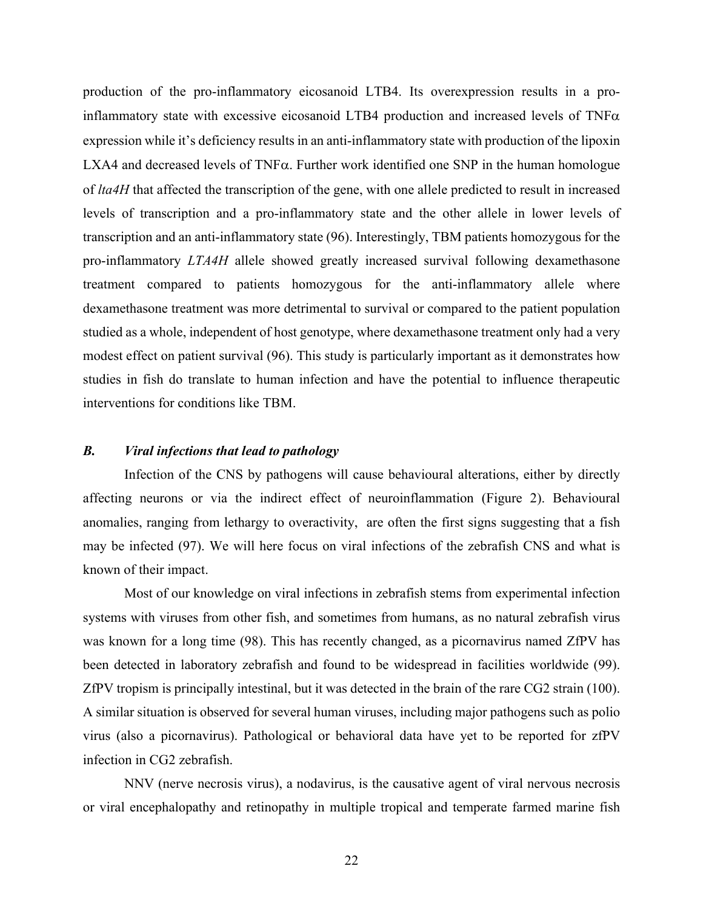production of the pro-inflammatory eicosanoid LTB4. Its overexpression results in a pro-inflammatory state with excessive eicosanoid LTB4 production and increased levels of TNFα expression while it's deficiency results in an anti-inflammatory state with production of the lipoxin LXA4 and decreased levels of TNFα. Further work identified one SNP in the human homologue of *lta4H* that affected the transcription of the gene, with one allele predicted to result in increased levels of transcription and a pro-inflammatory state and the other allele in lower levels of transcription and an anti-inflammatory state (96). Interestingly, TBM patients homozygous for the pro-inflammatory *LTA4H* allele showed greatly increased survival following dexamethasone treatment compared to patients homozygous for the anti-inflammatory allele where dexamethasone treatment was more detrimental to survival or compared to the patient population studied as a whole, independent of host genotype, where dexamethasone treatment only had a very modest effect on patient survival (96). This study is particularly important as it demonstrates how studies in fish do translate to human infection and have the potential to influence therapeutic interventions for conditions like TBM.

### *B. Viral infections that lead to pathology*

Infection of the CNS by pathogens will cause behavioural alterations, either by directly affecting neurons or via the indirect effect of neuroinflammation (Figure 2). Behavioural anomalies, ranging from lethargy to overactivity, are often the first signs suggesting that a fish may be infected (97). We will here focus on viral infections of the zebrafish CNS and what is known of their impact.

Most of our knowledge on viral infections in zebrafish stems from experimental infection systems with viruses from other fish, and sometimes from humans, as no natural zebrafish virus was known for a long time (98). This has recently changed, as a picornavirus named ZfPV has been detected in laboratory zebrafish and found to be widespread in facilities worldwide (99). ZfPV tropism is principally intestinal, but it was detected in the brain of the rare CG2 strain (100). A similar situation is observed for several human viruses, including major pathogens such as polio virus (also a picornavirus). Pathological or behavioral data have yet to be reported for zfPV infection in CG2 zebrafish.

NNV (nerve necrosis virus), a nodavirus, is the causative agent of viral nervous necrosis or viral encephalopathy and retinopathy in multiple tropical and temperate farmed marine fish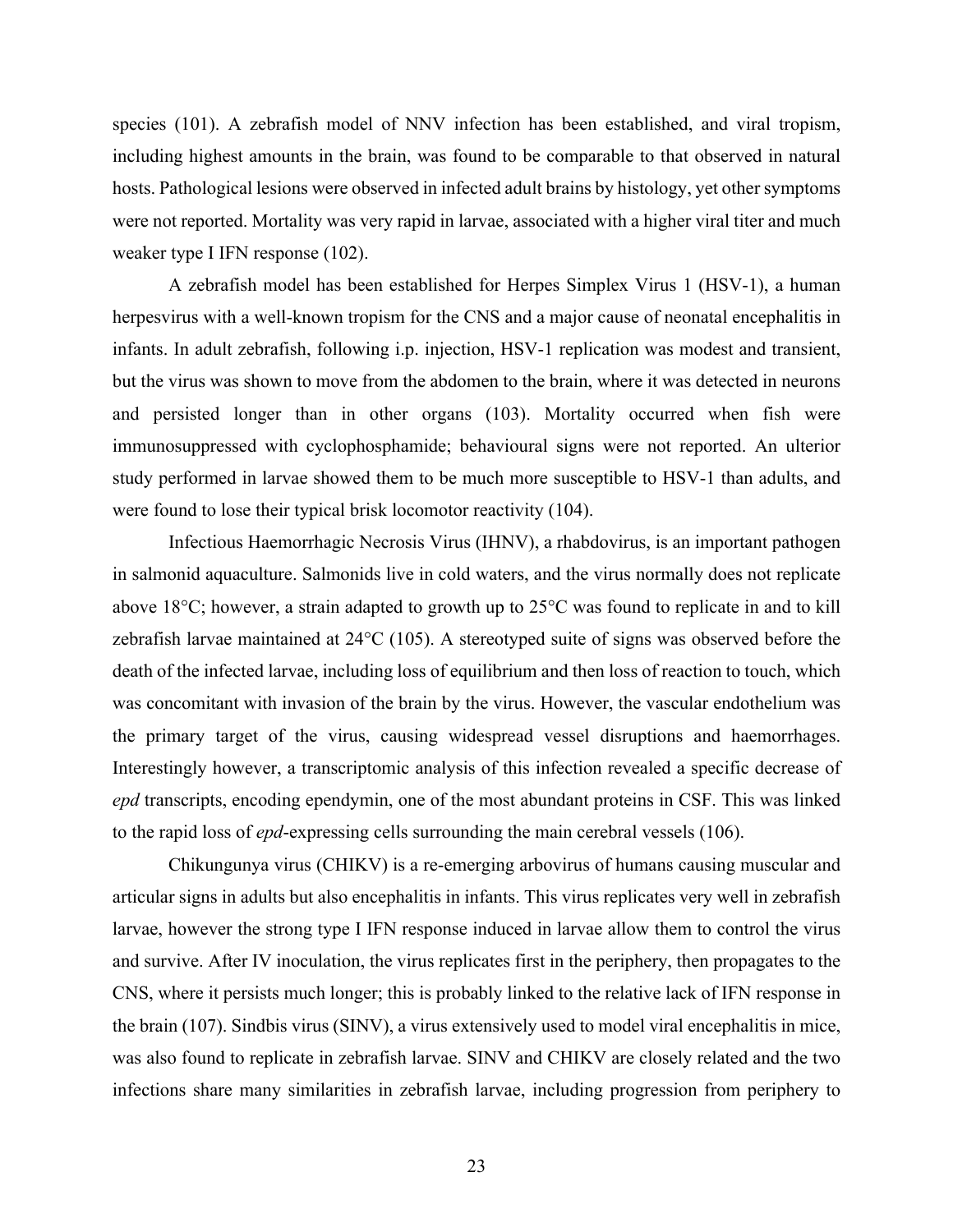species (101). A zebrafish model of NNV infection has been established, and viral tropism, including highest amounts in the brain, was found to be comparable to that observed in natural hosts. Pathological lesions were observed in infected adult brains by histology, yet other symptoms were not reported. Mortality was very rapid in larvae, associated with a higher viral titer and much weaker type I IFN response (102).

A zebrafish model has been established for Herpes Simplex Virus 1 (HSV-1), a human herpesvirus with a well-known tropism for the CNS and a major cause of neonatal encephalitis in infants. In adult zebrafish, following i.p. injection, HSV-1 replication was modest and transient, but the virus was shown to move from the abdomen to the brain, where it was detected in neurons and persisted longer than in other organs (103). Mortality occurred when fish were immunosuppressed with cyclophosphamide; behavioural signs were not reported. An ulterior study performed in larvae showed them to be much more susceptible to HSV-1 than adults, and were found to lose their typical brisk locomotor reactivity (104).

Infectious Haemorrhagic Necrosis Virus (IHNV), a rhabdovirus, is an important pathogen in salmonid aquaculture. Salmonids live in cold waters, and the virus normally does not replicate above 18°C; however, a strain adapted to growth up to 25°C was found to replicate in and to kill zebrafish larvae maintained at 24°C (105). A stereotyped suite of signs was observed before the death of the infected larvae, including loss of equilibrium and then loss of reaction to touch, which was concomitant with invasion of the brain by the virus. However, the vascular endothelium was the primary target of the virus, causing widespread vessel disruptions and haemorrhages. Interestingly however, a transcriptomic analysis of this infection revealed a specific decrease of *epd* transcripts, encoding ependymin, one of the most abundant proteins in CSF. This was linked to the rapid loss of *epd*-expressing cells surrounding the main cerebral vessels (106).

Chikungunya virus (CHIKV) is a re-emerging arbovirus of humans causing muscular and articular signs in adults but also encephalitis in infants. This virus replicates very well in zebrafish larvae, however the strong type I IFN response induced in larvae allow them to control the virus and survive. After IV inoculation, the virus replicates first in the periphery, then propagates to the CNS, where it persists much longer; this is probably linked to the relative lack of IFN response in the brain (107). Sindbis virus (SINV), a virus extensively used to model viral encephalitis in mice, was also found to replicate in zebrafish larvae. SINV and CHIKV are closely related and the two infections share many similarities in zebrafish larvae, including progression from periphery to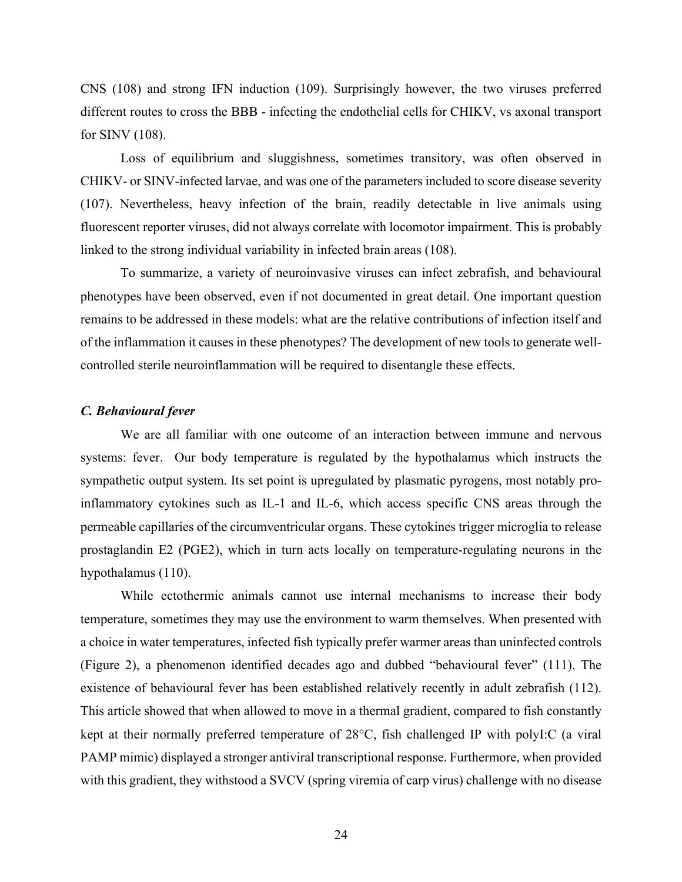CNS (108) and strong IFN induction (109). Surprisingly however, the two viruses preferred different routes to cross the BBB - infecting the endothelial cells for CHIKV, vs axonal transport for SINV (108).

Loss of equilibrium and sluggishness, sometimes transitory, was often observed in CHIKV- or SINV-infected larvae, and was one of the parameters included to score disease severity (107). Nevertheless, heavy infection of the brain, readily detectable in live animals using fluorescent reporter viruses, did not always correlate with locomotor impairment. This is probably linked to the strong individual variability in infected brain areas (108).

To summarize, a variety of neuroinvasive viruses can infect zebrafish, and behavioural phenotypes have been observed, even if not documented in great detail. One important question remains to be addressed in these models: what are the relative contributions of infection itself and of the inflammation it causes in these phenotypes? The development of new tools to generate well-controlled sterile neuroinflammation will be required to disentangle these effects.

### *C. Behavioural fever*

We are all familiar with one outcome of an interaction between immune and nervous systems: fever. Our body temperature is regulated by the hypothalamus which instructs the sympathetic output system. Its set point is upregulated by plasmatic pyrogens, most notably pro-inflammatory cytokines such as IL-1 and IL-6, which access specific CNS areas through the permeable capillaries of the circumventricular organs. These cytokines trigger microglia to release prostaglandin E2 (PGE2), which in turn acts locally on temperature-regulating neurons in the hypothalamus (110).

While ectothermic animals cannot use internal mechanisms to increase their body temperature, sometimes they may use the environment to warm themselves. When presented with a choice in water temperatures, infected fish typically prefer warmer areas than uninfected controls (Figure 2), a phenomenon identified decades ago and dubbed "behavioural fever" (111). The existence of behavioural fever has been established relatively recently in adult zebrafish (112). This article showed that when allowed to move in a thermal gradient, compared to fish constantly kept at their normally preferred temperature of 28°C, fish challenged IP with polyI:C (a viral PAMP mimic) displayed a stronger antiviral transcriptional response. Furthermore, when provided with this gradient, they withstood a SVCV (spring viremia of carp virus) challenge with no disease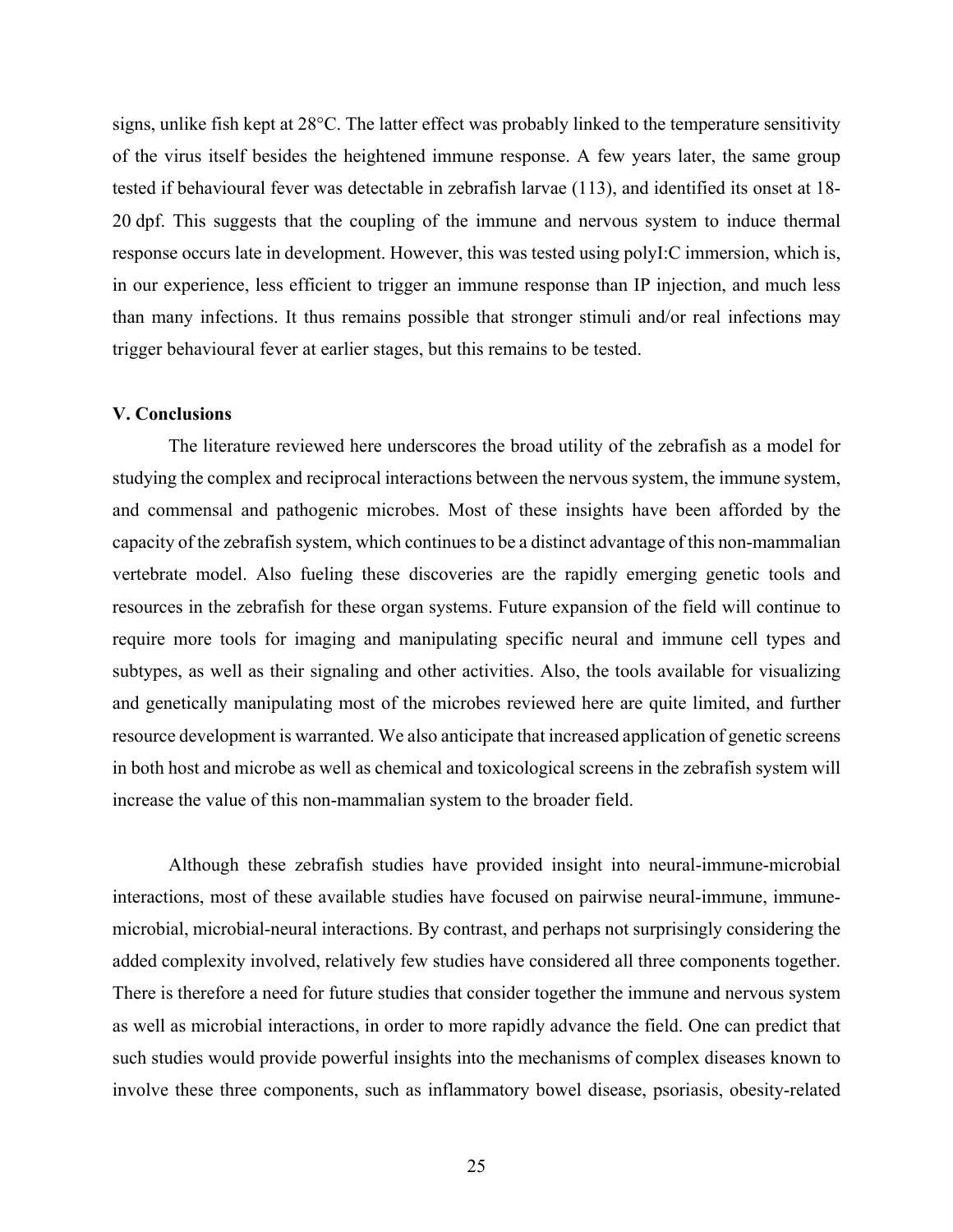signs, unlike fish kept at 28°C. The latter effect was probably linked to the temperature sensitivity of the virus itself besides the heightened immune response. A few years later, the same group tested if behavioural fever was detectable in zebrafish larvae (113), and identified its onset at 18-20 dpf. This suggests that the coupling of the immune and nervous system to induce thermal response occurs late in development. However, this was tested using polyI:C immersion, which is, in our experience, less efficient to trigger an immune response than IP injection, and much less than many infections. It thus remains possible that stronger stimuli and/or real infections may trigger behavioural fever at earlier stages, but this remains to be tested.

## V. Conclusions

The literature reviewed here underscores the broad utility of the zebrafish as a model for studying the complex and reciprocal interactions between the nervous system, the immune system, and commensal and pathogenic microbes. Most of these insights have been afforded by the capacity of the zebrafish system, which continues to be a distinct advantage of this non-mammalian vertebrate model. Also fueling these discoveries are the rapidly emerging genetic tools and resources in the zebrafish for these organ systems. Future expansion of the field will continue to require more tools for imaging and manipulating specific neural and immune cell types and subtypes, as well as their signaling and other activities. Also, the tools available for visualizing and genetically manipulating most of the microbes reviewed here are quite limited, and further resource development is warranted. We also anticipate that increased application of genetic screens in both host and microbe as well as chemical and toxicological screens in the zebrafish system will increase the value of this non-mammalian system to the broader field.

Although these zebrafish studies have provided insight into neural-immune-microbial interactions, most of these available studies have focused on pairwise neural-immune, immune-microbial, microbial-neural interactions. By contrast, and perhaps not surprisingly considering the added complexity involved, relatively few studies have considered all three components together. There is therefore a need for future studies that consider together the immune and nervous system as well as microbial interactions, in order to more rapidly advance the field. One can predict that such studies would provide powerful insights into the mechanisms of complex diseases known to involve these three components, such as inflammatory bowel disease, psoriasis, obesity-related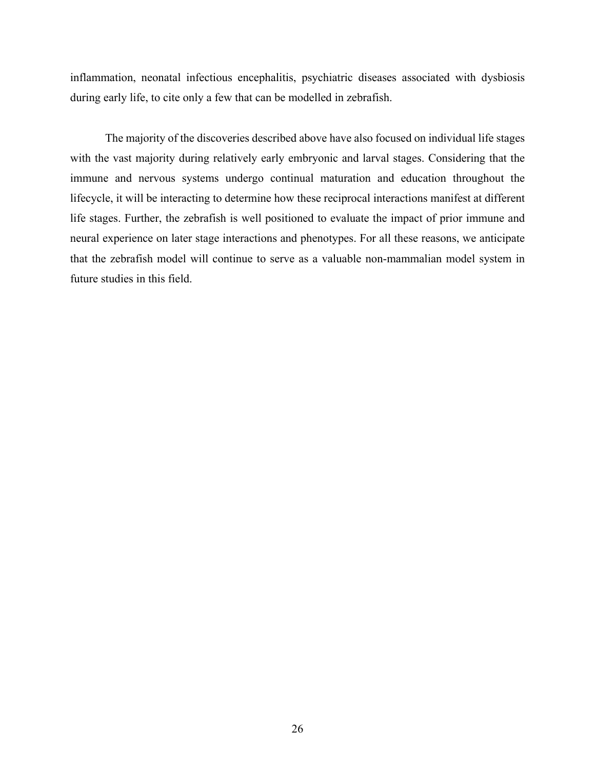inflammation, neonatal infectious encephalitis, psychiatric diseases associated with dysbiosis during early life, to cite only a few that can be modelled in zebrafish.

The majority of the discoveries described above have also focused on individual life stages with the vast majority during relatively early embryonic and larval stages. Considering that the immune and nervous systems undergo continual maturation and education throughout the lifecycle, it will be interacting to determine how these reciprocal interactions manifest at different life stages. Further, the zebrafish is well positioned to evaluate the impact of prior immune and neural experience on later stage interactions and phenotypes. For all these reasons, we anticipate that the zebrafish model will continue to serve as a valuable non-mammalian model system in future studies in this field.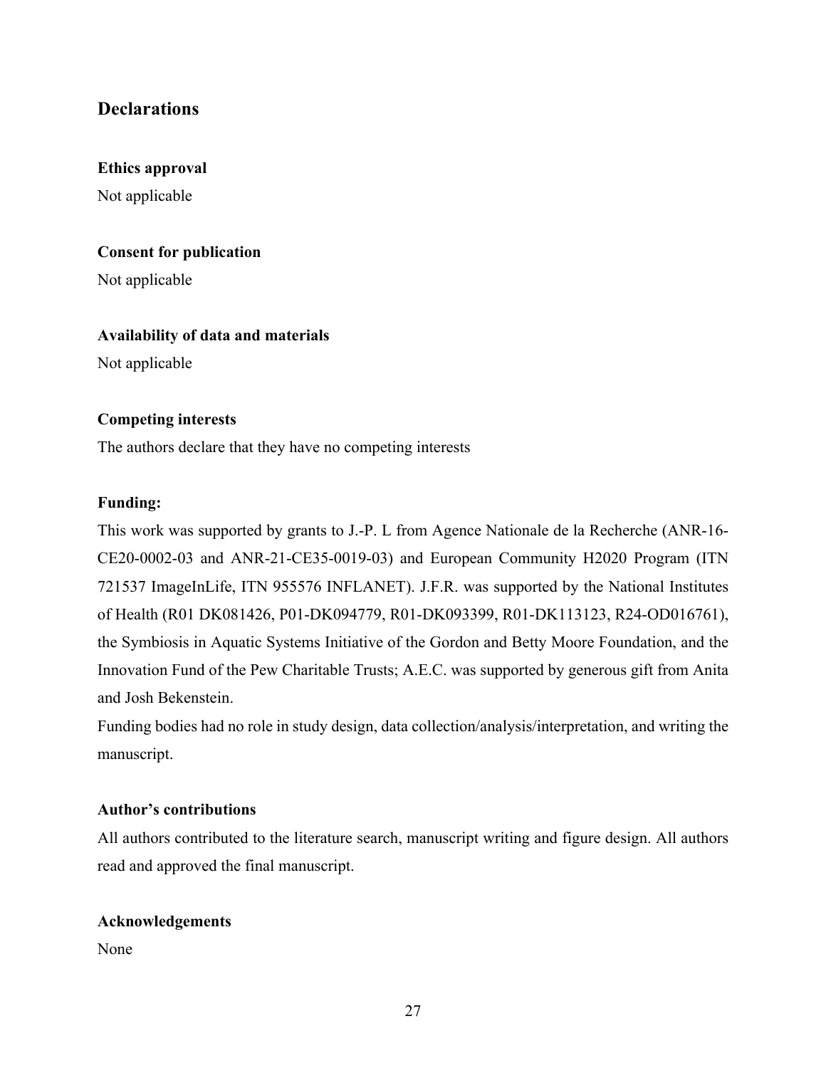## Declarations

### Ethics approval

Not applicable

### Consent for publication

Not applicable

### Availability of data and materials

Not applicable

### Competing interests

The authors declare that they have no competing interests

### Funding:

This work was supported by grants to J.-P. L from Agence Nationale de la Recherche (ANR-16-CE20-0002-03 and ANR-21-CE35-0019-03) and European Community H2020 Program (ITN 721537 ImageInLife, ITN 955576 INFLANET). J.F.R. was supported by the National Institutes of Health (R01 DK081426, P01-DK094779, R01-DK093399, R01-DK113123, R24-OD016761), the Symbiosis in Aquatic Systems Initiative of the Gordon and Betty Moore Foundation, and the Innovation Fund of the Pew Charitable Trusts; A.E.C. was supported by generous gift from Anita and Josh Bekenstein.

Funding bodies had no role in study design, data collection/analysis/interpretation, and writing the manuscript.

### Author's contributions

All authors contributed to the literature search, manuscript writing and figure design. All authors read and approved the final manuscript.

### Acknowledgements

None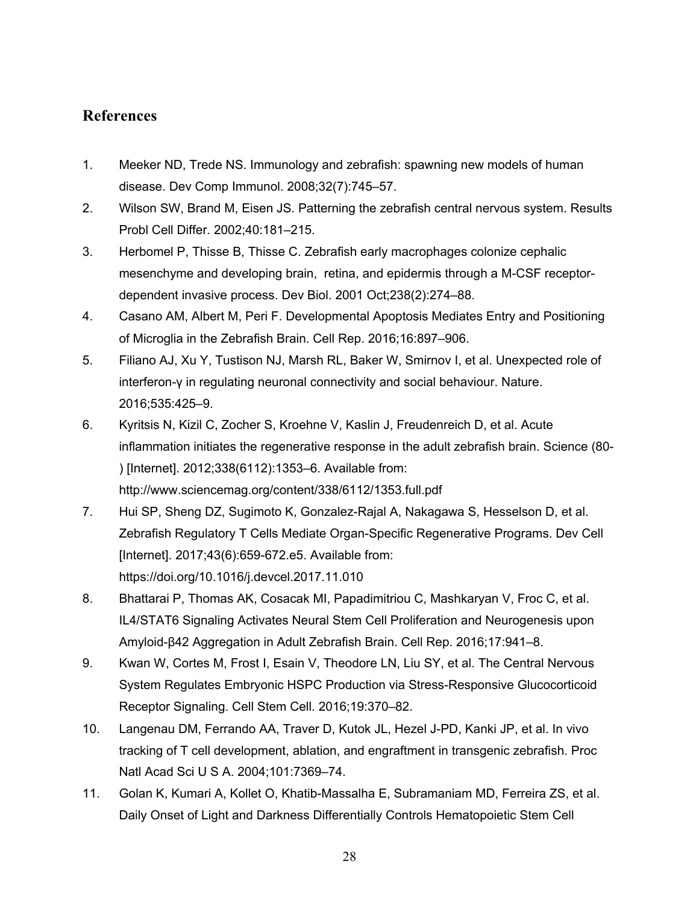## References

1. Meeker ND, Trede NS. Immunology and zebrafish: spawning new models of human disease. Dev Comp Immunol. 2008;32(7):745–57.
2. Wilson SW, Brand M, Eisen JS. Patterning the zebrafish central nervous system. Results Probl Cell Differ. 2002;40:181–215.
3. Herbomel P, Thisse B, Thisse C. Zebrafish early macrophages colonize cephalic mesenchyme and developing brain, retina, and epidermis through a M-CSF receptor-dependent invasive process. Dev Biol. 2001 Oct;238(2):274–88.
4. Casano AM, Albert M, Peri F. Developmental Apoptosis Mediates Entry and Positioning of Microglia in the Zebrafish Brain. Cell Rep. 2016;16:897–906.
5. Filiano AJ, Xu Y, Tustison NJ, Marsh RL, Baker W, Smirnov I, et al. Unexpected role of interferon-γ in regulating neuronal connectivity and social behaviour. Nature. 2016;535:425–9.
6. Kyritsis N, Kizil C, Zocher S, Kroehne V, Kaslin J, Freudenreich D, et al. Acute inflammation initiates the regenerative response in the adult zebrafish brain. Science (80- ) [Internet]. 2012;338(6112):1353–6. Available from: http://www.sciencemag.org/content/338/6112/1353.full.pdf
7. Hui SP, Sheng DZ, Sugimoto K, Gonzalez-Rajal A, Nakagawa S, Hesselson D, et al. Zebrafish Regulatory T Cells Mediate Organ-Specific Regenerative Programs. Dev Cell [Internet]. 2017;43(6):659-672.e5. Available from: https://doi.org/10.1016/j.devcel.2017.11.010
8. Bhattarai P, Thomas AK, Cosacak MI, Papadimitriou C, Mashkaryan V, Froc C, et al. IL4/STAT6 Signaling Activates Neural Stem Cell Proliferation and Neurogenesis upon Amyloid-β42 Aggregation in Adult Zebrafish Brain. Cell Rep. 2016;17:941–8.
9. Kwan W, Cortes M, Frost I, Esain V, Theodore LN, Liu SY, et al. The Central Nervous System Regulates Embryonic HSPC Production via Stress-Responsive Glucocorticoid Receptor Signaling. Cell Stem Cell. 2016;19:370–82.
10. Langenau DM, Ferrando AA, Traver D, Kutok JL, Hezel J-PD, Kanki JP, et al. In vivo tracking of T cell development, ablation, and engraftment in transgenic zebrafish. Proc Natl Acad Sci U S A. 2004;101:7369–74.
11. Golan K, Kumari A, Kollet O, Khatib-Massalha E, Subramaniam MD, Ferreira ZS, et al. Daily Onset of Light and Darkness Differentially Controls Hematopoietic Stem Cell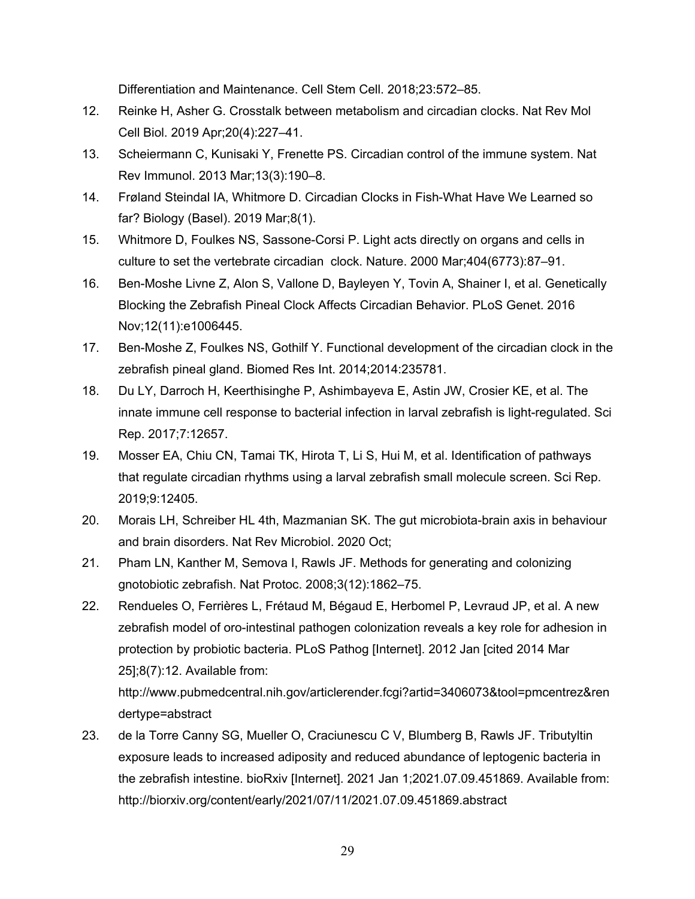Differentiation and Maintenance. Cell Stem Cell. 2018;23:572–85.

12. Reinke H, Asher G. Crosstalk between metabolism and circadian clocks. Nat Rev Mol Cell Biol. 2019 Apr;20(4):227–41.
13. Scheiermann C, Kunisaki Y, Frenette PS. Circadian control of the immune system. Nat Rev Immunol. 2013 Mar;13(3):190–8.
14. Frøland Steindal IA, Whitmore D. Circadian Clocks in Fish-What Have We Learned so far? Biology (Basel). 2019 Mar;8(1).
15. Whitmore D, Foulkes NS, Sassone-Corsi P. Light acts directly on organs and cells in culture to set the vertebrate circadian clock. Nature. 2000 Mar;404(6773):87–91.
16. Ben-Moshe Livne Z, Alon S, Vallone D, Bayleyen Y, Tovin A, Shainer I, et al. Genetically Blocking the Zebrafish Pineal Clock Affects Circadian Behavior. PLoS Genet. 2016 Nov;12(11):e1006445.
17. Ben-Moshe Z, Foulkes NS, Gothilf Y. Functional development of the circadian clock in the zebrafish pineal gland. Biomed Res Int. 2014;2014:235781.
18. Du LY, Darroch H, Keerthisinghe P, Ashimbayeva E, Astin JW, Crosier KE, et al. The innate immune cell response to bacterial infection in larval zebrafish is light-regulated. Sci Rep. 2017;7:12657.
19. Mosser EA, Chiu CN, Tamai TK, Hirota T, Li S, Hui M, et al. Identification of pathways that regulate circadian rhythms using a larval zebrafish small molecule screen. Sci Rep. 2019;9:12405.
20. Morais LH, Schreiber HL 4th, Mazmanian SK. The gut microbiota-brain axis in behaviour and brain disorders. Nat Rev Microbiol. 2020 Oct;
21. Pham LN, Kanther M, Semova I, Rawls JF. Methods for generating and colonizing gnotobiotic zebrafish. Nat Protoc. 2008;3(12):1862–75.
22. Rendueles O, Ferrières L, Frétaud M, Bégaud E, Herbomel P, Levraud JP, et al. A new zebrafish model of oro-intestinal pathogen colonization reveals a key role for adhesion in protection by probiotic bacteria. PLoS Pathog [Internet]. 2012 Jan [cited 2014 Mar 25];8(7):12. Available from: http://www.pubmedcentral.nih.gov/articlerender.fcgi?artid=3406073&tool=pmcentrez&rendertype=abstract
23. de la Torre Canny SG, Mueller O, Craciunescu C V, Blumberg B, Rawls JF. Tributyltin exposure leads to increased adiposity and reduced abundance of leptogenic bacteria in the zebrafish intestine. bioRxiv [Internet]. 2021 Jan 1;2021.07.09.451869. Available from: http://biorxiv.org/content/early/2021/07/11/2021.07.09.451869.abstract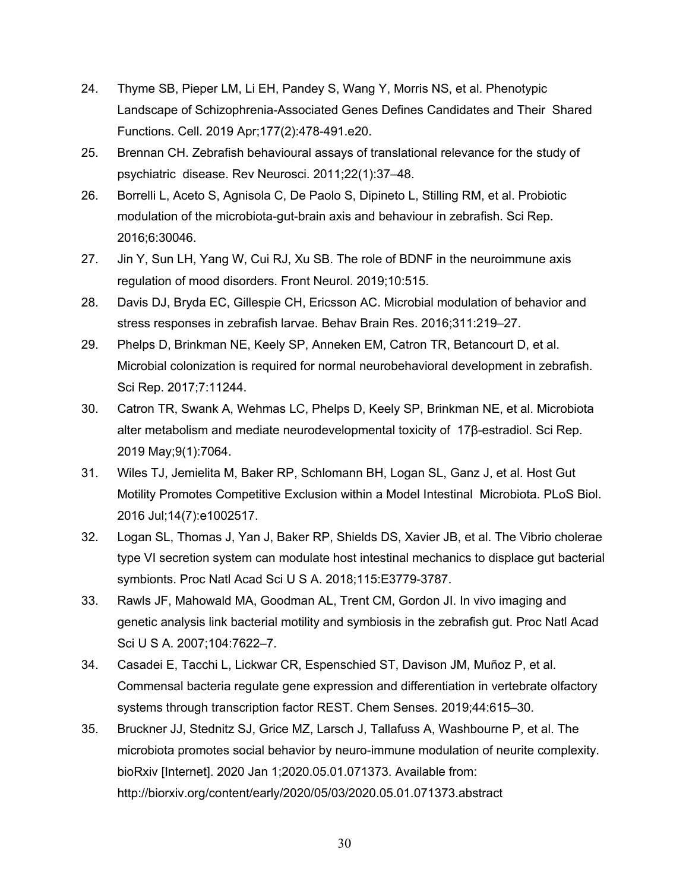24. Thyme SB, Pieper LM, Li EH, Pandey S, Wang Y, Morris NS, et al. Phenotypic Landscape of Schizophrenia-Associated Genes Defines Candidates and Their Shared Functions. Cell. 2019 Apr;177(2):478-491.e20.
25. Brennan CH. Zebrafish behavioural assays of translational relevance for the study of psychiatric disease. Rev Neurosci. 2011;22(1):37–48.
26. Borrelli L, Aceto S, Agnisola C, De Paolo S, Dipineto L, Stilling RM, et al. Probiotic modulation of the microbiota-gut-brain axis and behaviour in zebrafish. Sci Rep. 2016;6:30046.
27. Jin Y, Sun LH, Yang W, Cui RJ, Xu SB. The role of BDNF in the neuroimmune axis regulation of mood disorders. Front Neurol. 2019;10:515.
28. Davis DJ, Bryda EC, Gillespie CH, Ericsson AC. Microbial modulation of behavior and stress responses in zebrafish larvae. Behav Brain Res. 2016;311:219–27.
29. Phelps D, Brinkman NE, Keely SP, Anneken EM, Catron TR, Betancourt D, et al. Microbial colonization is required for normal neurobehavioral development in zebrafish. Sci Rep. 2017;7:11244.
30. Catron TR, Swank A, Wehmas LC, Phelps D, Keely SP, Brinkman NE, et al. Microbiota alter metabolism and mediate neurodevelopmental toxicity of 17β-estradiol. Sci Rep. 2019 May;9(1):7064.
31. Wiles TJ, Jemielita M, Baker RP, Schlomann BH, Logan SL, Ganz J, et al. Host Gut Motility Promotes Competitive Exclusion within a Model Intestinal Microbiota. PLoS Biol. 2016 Jul;14(7):e1002517.
32. Logan SL, Thomas J, Yan J, Baker RP, Shields DS, Xavier JB, et al. The Vibrio cholerae type VI secretion system can modulate host intestinal mechanics to displace gut bacterial symbionts. Proc Natl Acad Sci U S A. 2018;115:E3779-3787.
33. Rawls JF, Mahowald MA, Goodman AL, Trent CM, Gordon JI. In vivo imaging and genetic analysis link bacterial motility and symbiosis in the zebrafish gut. Proc Natl Acad Sci U S A. 2007;104:7622–7.
34. Casadei E, Tacchi L, Lickwar CR, Espenschied ST, Davison JM, Muñoz P, et al. Commensal bacteria regulate gene expression and differentiation in vertebrate olfactory systems through transcription factor REST. Chem Senses. 2019;44:615–30.
35. Bruckner JJ, Stednitz SJ, Grice MZ, Larsch J, Tallafuss A, Washbourne P, et al. The microbiota promotes social behavior by neuro-immune modulation of neurite complexity. bioRxiv [Internet]. 2020 Jan 1;2020.05.01.071373. Available from: http://biorxiv.org/content/early/2020/05/03/2020.05.01.071373.abstract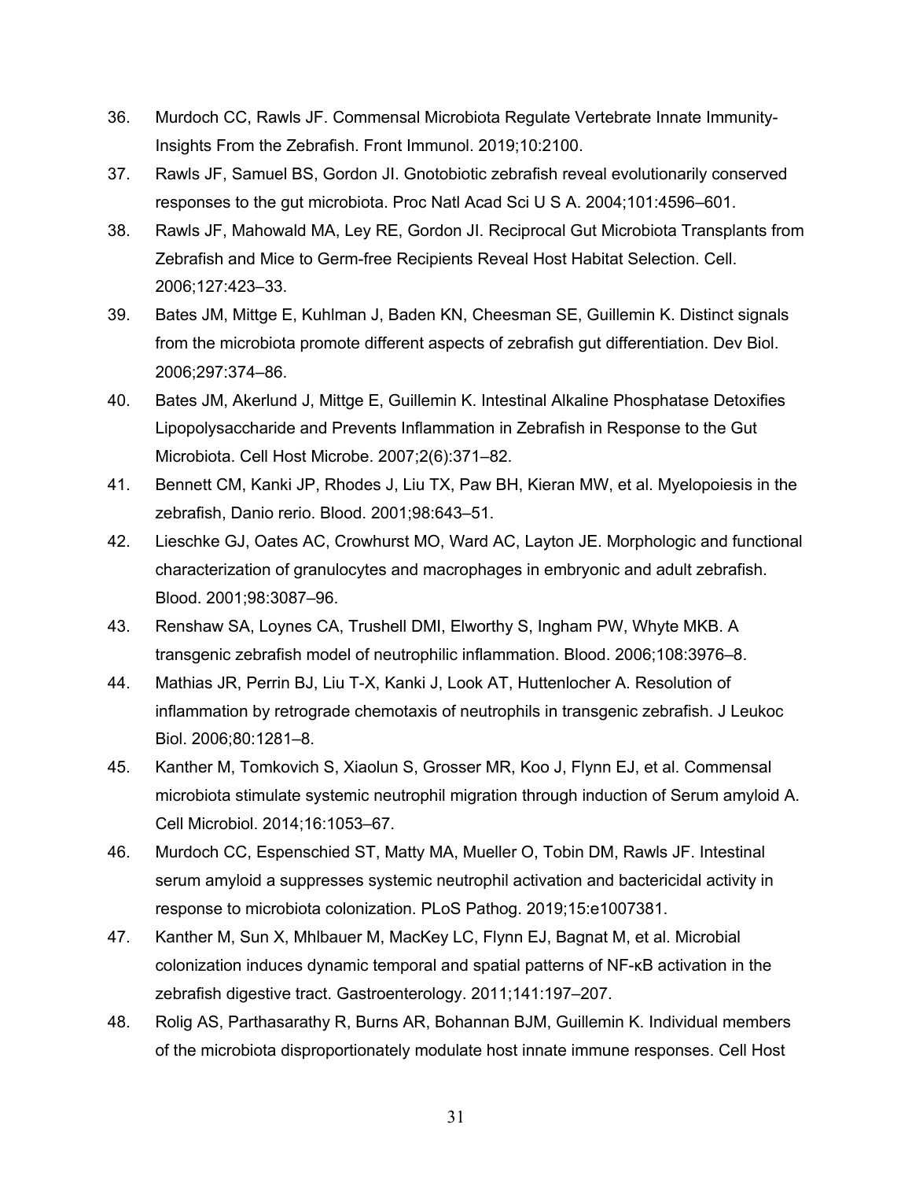36. Murdoch CC, Rawls JF. Commensal Microbiota Regulate Vertebrate Innate Immunity-Insights From the Zebrafish. Front Immunol. 2019;10:2100.
37. Rawls JF, Samuel BS, Gordon JI. Gnotobiotic zebrafish reveal evolutionarily conserved responses to the gut microbiota. Proc Natl Acad Sci U S A. 2004;101:4596–601.
38. Rawls JF, Mahowald MA, Ley RE, Gordon JI. Reciprocal Gut Microbiota Transplants from Zebrafish and Mice to Germ-free Recipients Reveal Host Habitat Selection. Cell. 2006;127:423–33.
39. Bates JM, Mittge E, Kuhlman J, Baden KN, Cheesman SE, Guillemin K. Distinct signals from the microbiota promote different aspects of zebrafish gut differentiation. Dev Biol. 2006;297:374–86.
40. Bates JM, Akerlund J, Mittge E, Guillemin K. Intestinal Alkaline Phosphatase Detoxifies Lipopolysaccharide and Prevents Inflammation in Zebrafish in Response to the Gut Microbiota. Cell Host Microbe. 2007;2(6):371–82.
41. Bennett CM, Kanki JP, Rhodes J, Liu TX, Paw BH, Kieran MW, et al. Myelopoiesis in the zebrafish, Danio rerio. Blood. 2001;98:643–51.
42. Lieschke GJ, Oates AC, Crowhurst MO, Ward AC, Layton JE. Morphologic and functional characterization of granulocytes and macrophages in embryonic and adult zebrafish. Blood. 2001;98:3087–96.
43. Renshaw SA, Loynes CA, Trushell DMI, Elworthy S, Ingham PW, Whyte MKB. A transgenic zebrafish model of neutrophilic inflammation. Blood. 2006;108:3976–8.
44. Mathias JR, Perrin BJ, Liu T-X, Kanki J, Look AT, Huttenlocher A. Resolution of inflammation by retrograde chemotaxis of neutrophils in transgenic zebrafish. J Leukoc Biol. 2006;80:1281–8.
45. Kanther M, Tomkovich S, Xiaolun S, Grosser MR, Koo J, Flynn EJ, et al. Commensal microbiota stimulate systemic neutrophil migration through induction of Serum amyloid A. Cell Microbiol. 2014;16:1053–67.
46. Murdoch CC, Espenschied ST, Matty MA, Mueller O, Tobin DM, Rawls JF. Intestinal serum amyloid a suppresses systemic neutrophil activation and bactericidal activity in response to microbiota colonization. PLoS Pathog. 2019;15:e1007381.
47. Kanther M, Sun X, Mhlbauer M, MacKey LC, Flynn EJ, Bagnat M, et al. Microbial colonization induces dynamic temporal and spatial patterns of NF-κB activation in the zebrafish digestive tract. Gastroenterology. 2011;141:197–207.
48. Rolig AS, Parthasarathy R, Burns AR, Bohannan BJM, Guillemin K. Individual members of the microbiota disproportionately modulate host innate immune responses. Cell Host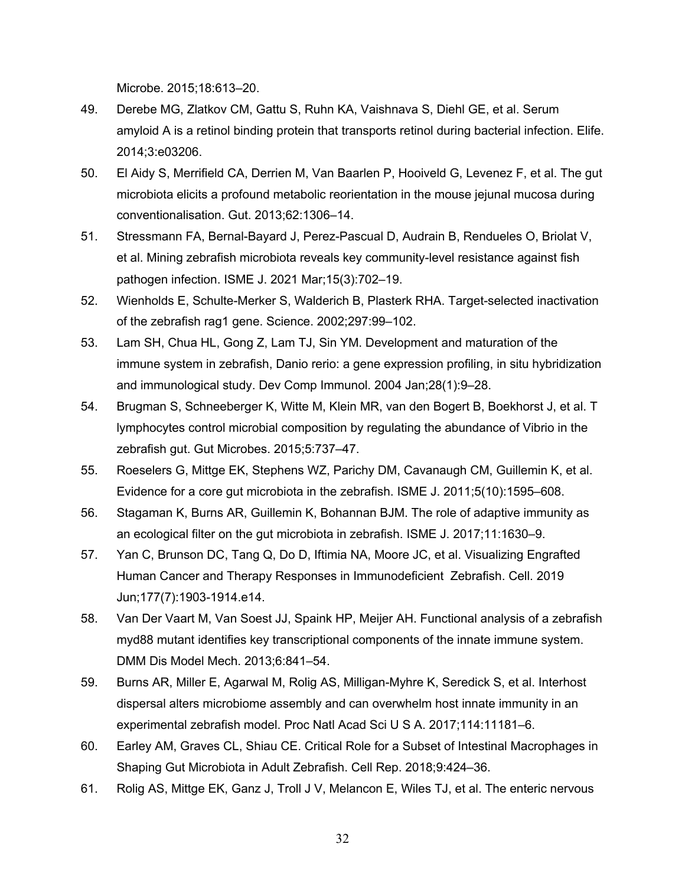Microbe. 2015;18:613–20.

49. Derebe MG, Zlatkov CM, Gattu S, Ruhn KA, Vaishnava S, Diehl GE, et al. Serum amyloid A is a retinol binding protein that transports retinol during bacterial infection. Elife. 2014;3:e03206.
50. El Aidy S, Merrifield CA, Derrien M, Van Baarlen P, Hooiveld G, Levenez F, et al. The gut microbiota elicits a profound metabolic reorientation in the mouse jejunal mucosa during conventionalisation. Gut. 2013;62:1306–14.
51. Stressmann FA, Bernal-Bayard J, Perez-Pascual D, Audrain B, Rendueles O, Briolat V, et al. Mining zebrafish microbiota reveals key community-level resistance against fish pathogen infection. ISME J. 2021 Mar;15(3):702–19.
52. Wienholds E, Schulte-Merker S, Walderich B, Plasterk RHA. Target-selected inactivation of the zebrafish rag1 gene. Science. 2002;297:99–102.
53. Lam SH, Chua HL, Gong Z, Lam TJ, Sin YM. Development and maturation of the immune system in zebrafish, Danio rerio: a gene expression profiling, in situ hybridization and immunological study. Dev Comp Immunol. 2004 Jan;28(1):9–28.
54. Brugman S, Schneeberger K, Witte M, Klein MR, van den Bogert B, Boekhorst J, et al. T lymphocytes control microbial composition by regulating the abundance of Vibrio in the zebrafish gut. Gut Microbes. 2015;5:737–47.
55. Roeselers G, Mittge EK, Stephens WZ, Parichy DM, Cavanaugh CM, Guillemin K, et al. Evidence for a core gut microbiota in the zebrafish. ISME J. 2011;5(10):1595–608.
56. Stagaman K, Burns AR, Guillemin K, Bohannan BJM. The role of adaptive immunity as an ecological filter on the gut microbiota in zebrafish. ISME J. 2017;11:1630–9.
57. Yan C, Brunson DC, Tang Q, Do D, Iftimia NA, Moore JC, et al. Visualizing Engrafted Human Cancer and Therapy Responses in Immunodeficient Zebrafish. Cell. 2019 Jun;177(7):1903-1914.e14.
58. Van Der Vaart M, Van Soest JJ, Spaink HP, Meijer AH. Functional analysis of a zebrafish myd88 mutant identifies key transcriptional components of the innate immune system. DMM Dis Model Mech. 2013;6:841–54.
59. Burns AR, Miller E, Agarwal M, Rolig AS, Milligan-Myhre K, Seredick S, et al. Interhost dispersal alters microbiome assembly and can overwhelm host innate immunity in an experimental zebrafish model. Proc Natl Acad Sci U S A. 2017;114:11181–6.
60. Earley AM, Graves CL, Shiau CE. Critical Role for a Subset of Intestinal Macrophages in Shaping Gut Microbiota in Adult Zebrafish. Cell Rep. 2018;9:424–36.
61. Rolig AS, Mittge EK, Ganz J, Troll J V, Melancon E, Wiles TJ, et al. The enteric nervous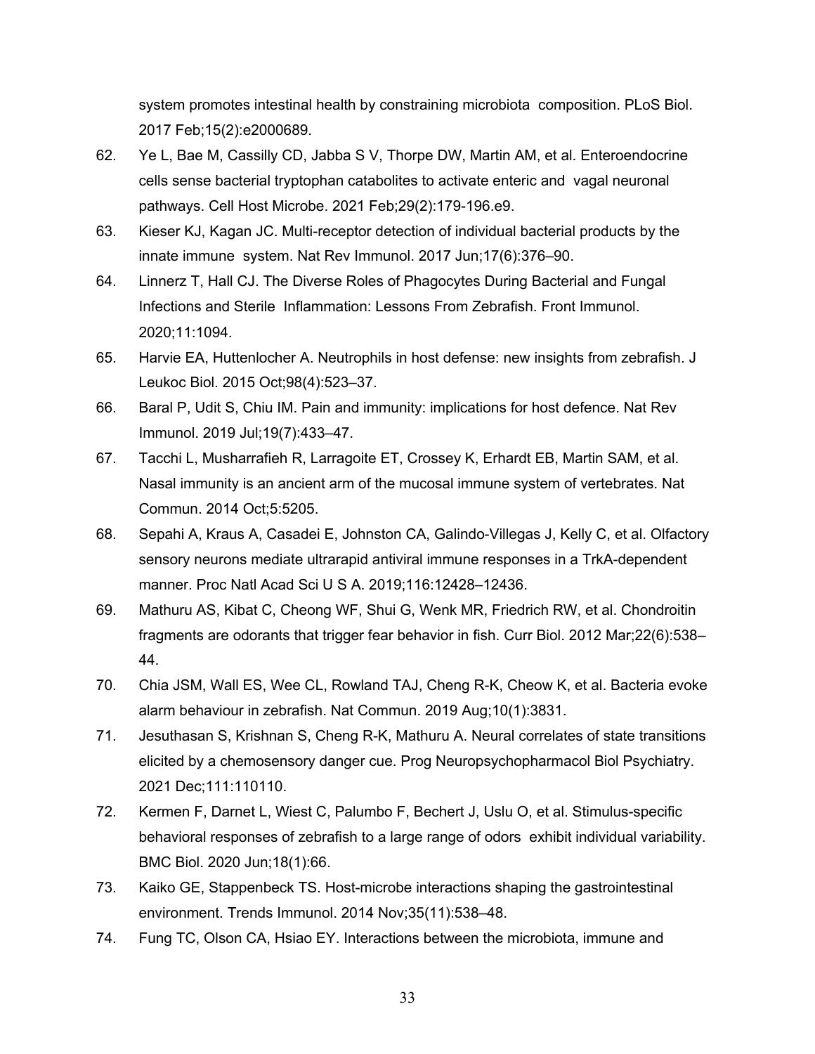system promotes intestinal health by constraining microbiota composition. PLoS Biol. 2017 Feb;15(2):e2000689.

62. Ye L, Bae M, Cassilly CD, Jabba S V, Thorpe DW, Martin AM, et al. Enteroendocrine cells sense bacterial tryptophan catabolites to activate enteric and vagal neuronal pathways. Cell Host Microbe. 2021 Feb;29(2):179-196.e9.
63. Kieser KJ, Kagan JC. Multi-receptor detection of individual bacterial products by the innate immune system. Nat Rev Immunol. 2017 Jun;17(6):376–90.
64. Linnerz T, Hall CJ. The Diverse Roles of Phagocytes During Bacterial and Fungal Infections and Sterile Inflammation: Lessons From Zebrafish. Front Immunol. 2020;11:1094.
65. Harvie EA, Huttenlocher A. Neutrophils in host defense: new insights from zebrafish. J Leukoc Biol. 2015 Oct;98(4):523–37.
66. Baral P, Udit S, Chiu IM. Pain and immunity: implications for host defence. Nat Rev Immunol. 2019 Jul;19(7):433–47.
67. Tacchi L, Musharrafieh R, Larragoite ET, Crossey K, Erhardt EB, Martin SAM, et al. Nasal immunity is an ancient arm of the mucosal immune system of vertebrates. Nat Commun. 2014 Oct;5:5205.
68. Sepahi A, Kraus A, Casadei E, Johnston CA, Galindo-Villegas J, Kelly C, et al. Olfactory sensory neurons mediate ultrarapid antiviral immune responses in a TrkA-dependent manner. Proc Natl Acad Sci U S A. 2019;116:12428–12436.
69. Mathuru AS, Kibat C, Cheong WF, Shui G, Wenk MR, Friedrich RW, et al. Chondroitin fragments are odorants that trigger fear behavior in fish. Curr Biol. 2012 Mar;22(6):538–44.
70. Chia JSM, Wall ES, Wee CL, Rowland TAJ, Cheng R-K, Cheow K, et al. Bacteria evoke alarm behaviour in zebrafish. Nat Commun. 2019 Aug;10(1):3831.
71. Jesuthasan S, Krishnan S, Cheng R-K, Mathuru A. Neural correlates of state transitions elicited by a chemosensory danger cue. Prog Neuropsychopharmacol Biol Psychiatry. 2021 Dec;111:110110.
72. Kermen F, Darnet L, Wiest C, Palumbo F, Bechert J, Uslu O, et al. Stimulus-specific behavioral responses of zebrafish to a large range of odors exhibit individual variability. BMC Biol. 2020 Jun;18(1):66.
73. Kaiko GE, Stappenbeck TS. Host-microbe interactions shaping the gastrointestinal environment. Trends Immunol. 2014 Nov;35(11):538–48.
74. Fung TC, Olson CA, Hsiao EY. Interactions between the microbiota, immune and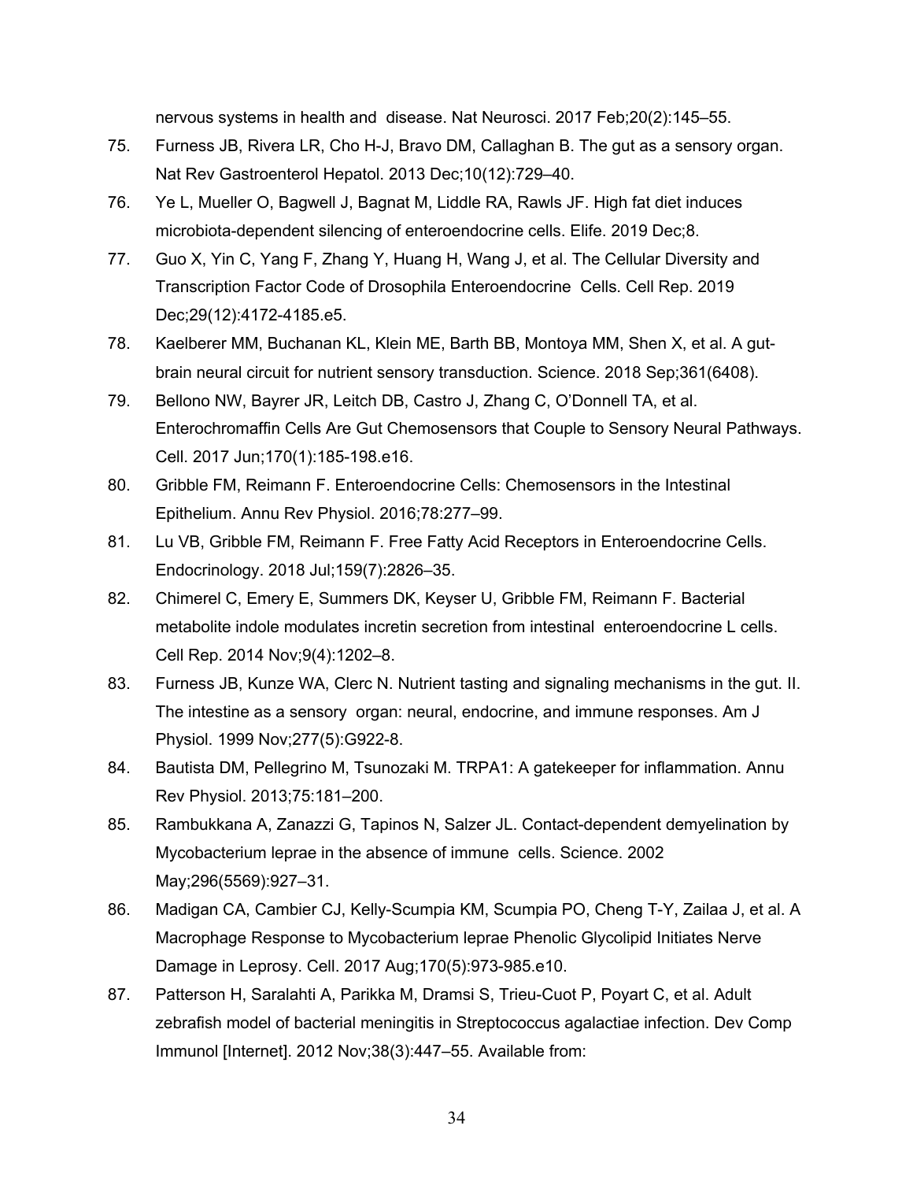nervous systems in health and disease. Nat Neurosci. 2017 Feb;20(2):145–55.

75. Furness JB, Rivera LR, Cho H-J, Bravo DM, Callaghan B. The gut as a sensory organ. Nat Rev Gastroenterol Hepatol. 2013 Dec;10(12):729–40.

76. Ye L, Mueller O, Bagwell J, Bagnat M, Liddle RA, Rawls JF. High fat diet induces microbiota-dependent silencing of enteroendocrine cells. Elife. 2019 Dec;8.

77. Guo X, Yin C, Yang F, Zhang Y, Huang H, Wang J, et al. The Cellular Diversity and Transcription Factor Code of Drosophila Enteroendocrine Cells. Cell Rep. 2019 Dec;29(12):4172-4185.e5.

78. Kaelberer MM, Buchanan KL, Klein ME, Barth BB, Montoya MM, Shen X, et al. A gut-brain neural circuit for nutrient sensory transduction. Science. 2018 Sep;361(6408).

79. Bellono NW, Bayrer JR, Leitch DB, Castro J, Zhang C, O'Donnell TA, et al. Enterochromaffin Cells Are Gut Chemosensors that Couple to Sensory Neural Pathways. Cell. 2017 Jun;170(1):185-198.e16.

80. Gribble FM, Reimann F. Enteroendocrine Cells: Chemosensors in the Intestinal Epithelium. Annu Rev Physiol. 2016;78:277–99.

81. Lu VB, Gribble FM, Reimann F. Free Fatty Acid Receptors in Enteroendocrine Cells. Endocrinology. 2018 Jul;159(7):2826–35.

82. Chimerel C, Emery E, Summers DK, Keyser U, Gribble FM, Reimann F. Bacterial metabolite indole modulates incretin secretion from intestinal enteroendocrine L cells. Cell Rep. 2014 Nov;9(4):1202–8.

83. Furness JB, Kunze WA, Clerc N. Nutrient tasting and signaling mechanisms in the gut. II. The intestine as a sensory organ: neural, endocrine, and immune responses. Am J Physiol. 1999 Nov;277(5):G922-8.

84. Bautista DM, Pellegrino M, Tsunozaki M. TRPA1: A gatekeeper for inflammation. Annu Rev Physiol. 2013;75:181–200.

85. Rambukkana A, Zanazzi G, Tapinos N, Salzer JL. Contact-dependent demyelination by Mycobacterium leprae in the absence of immune cells. Science. 2002 May;296(5569):927–31.

86. Madigan CA, Cambier CJ, Kelly-Scumpia KM, Scumpia PO, Cheng T-Y, Zailaa J, et al. A Macrophage Response to Mycobacterium leprae Phenolic Glycolipid Initiates Nerve Damage in Leprosy. Cell. 2017 Aug;170(5):973-985.e10.

87. Patterson H, Saralahti A, Parikka M, Dramsi S, Trieu-Cuot P, Poyart C, et al. Adult zebrafish model of bacterial meningitis in Streptococcus agalactiae infection. Dev Comp Immunol [Internet]. 2012 Nov;38(3):447–55. Available from: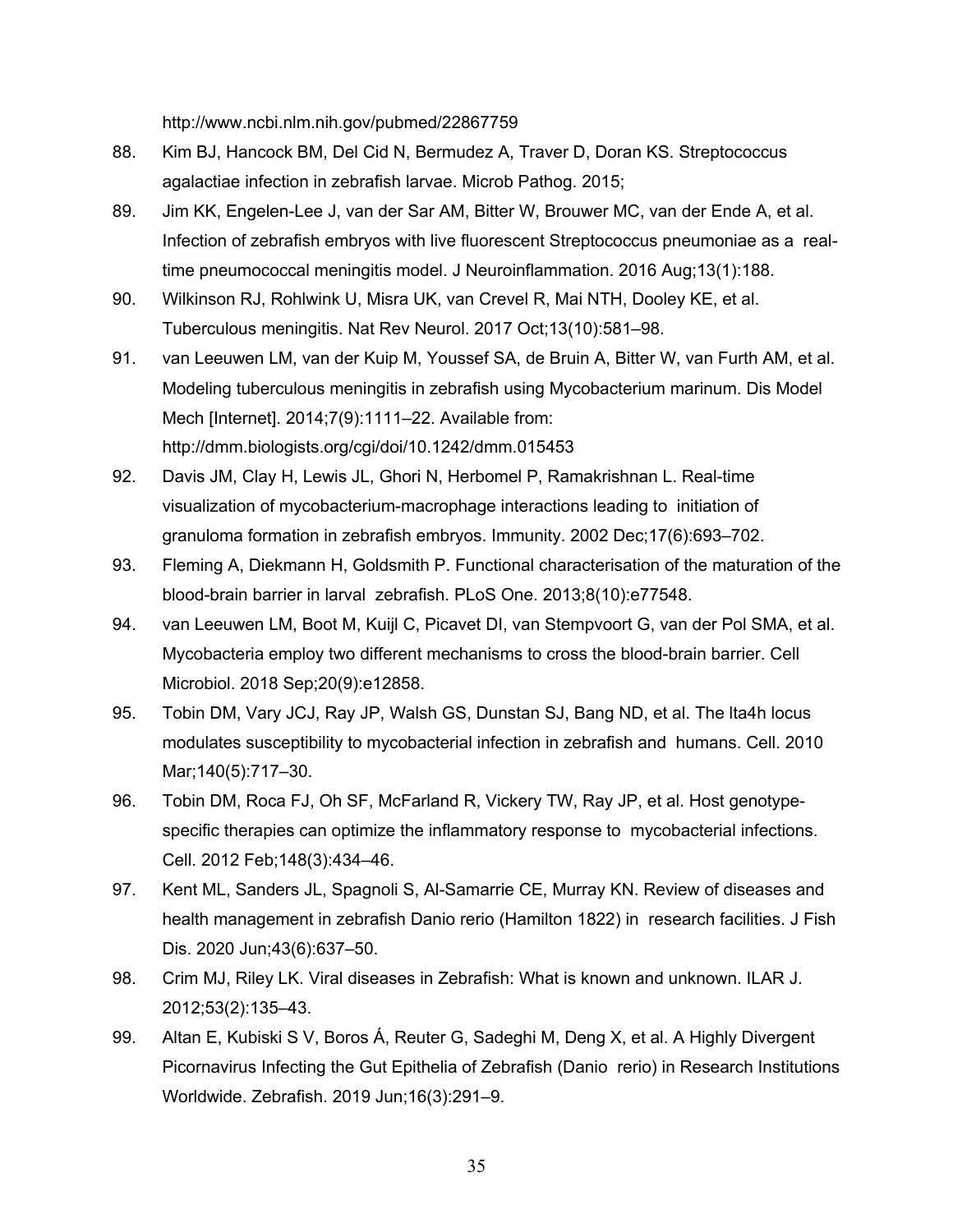http://www.ncbi.nlm.nih.gov/pubmed/22867759

88. Kim BJ, Hancock BM, Del Cid N, Bermudez A, Traver D, Doran KS. Streptococcus agalactiae infection in zebrafish larvae. Microb Pathog. 2015;
89. Jim KK, Engelen-Lee J, van der Sar AM, Bitter W, Brouwer MC, van der Ende A, et al. Infection of zebrafish embryos with live fluorescent Streptococcus pneumoniae as a real-time pneumococcal meningitis model. J Neuroinflammation. 2016 Aug;13(1):188.
90. Wilkinson RJ, Rohlwink U, Misra UK, van Crevel R, Mai NTH, Dooley KE, et al. Tuberculous meningitis. Nat Rev Neurol. 2017 Oct;13(10):581–98.
91. van Leeuwen LM, van der Kuip M, Youssef SA, de Bruin A, Bitter W, van Furth AM, et al. Modeling tuberculous meningitis in zebrafish using Mycobacterium marinum. Dis Model Mech [Internet]. 2014;7(9):1111–22. Available from: http://dmm.biologists.org/cgi/doi/10.1242/dmm.015453
92. Davis JM, Clay H, Lewis JL, Ghori N, Herbomel P, Ramakrishnan L. Real-time visualization of mycobacterium-macrophage interactions leading to initiation of granuloma formation in zebrafish embryos. Immunity. 2002 Dec;17(6):693–702.
93. Fleming A, Diekmann H, Goldsmith P. Functional characterisation of the maturation of the blood-brain barrier in larval zebrafish. PLoS One. 2013;8(10):e77548.
94. van Leeuwen LM, Boot M, Kuijl C, Picavet DI, van Stempvoort G, van der Pol SMA, et al. Mycobacteria employ two different mechanisms to cross the blood-brain barrier. Cell Microbiol. 2018 Sep;20(9):e12858.
95. Tobin DM, Vary JCJ, Ray JP, Walsh GS, Dunstan SJ, Bang ND, et al. The lta4h locus modulates susceptibility to mycobacterial infection in zebrafish and humans. Cell. 2010 Mar;140(5):717–30.
96. Tobin DM, Roca FJ, Oh SF, McFarland R, Vickery TW, Ray JP, et al. Host genotype-specific therapies can optimize the inflammatory response to mycobacterial infections. Cell. 2012 Feb;148(3):434–46.
97. Kent ML, Sanders JL, Spagnoli S, Al-Samarrie CE, Murray KN. Review of diseases and health management in zebrafish Danio rerio (Hamilton 1822) in research facilities. J Fish Dis. 2020 Jun;43(6):637–50.
98. Crim MJ, Riley LK. Viral diseases in Zebrafish: What is known and unknown. ILAR J. 2012;53(2):135–43.
99. Altan E, Kubiski S V, Boros Á, Reuter G, Sadeghi M, Deng X, et al. A Highly Divergent Picornavirus Infecting the Gut Epithelia of Zebrafish (Danio rerio) in Research Institutions Worldwide. Zebrafish. 2019 Jun;16(3):291–9.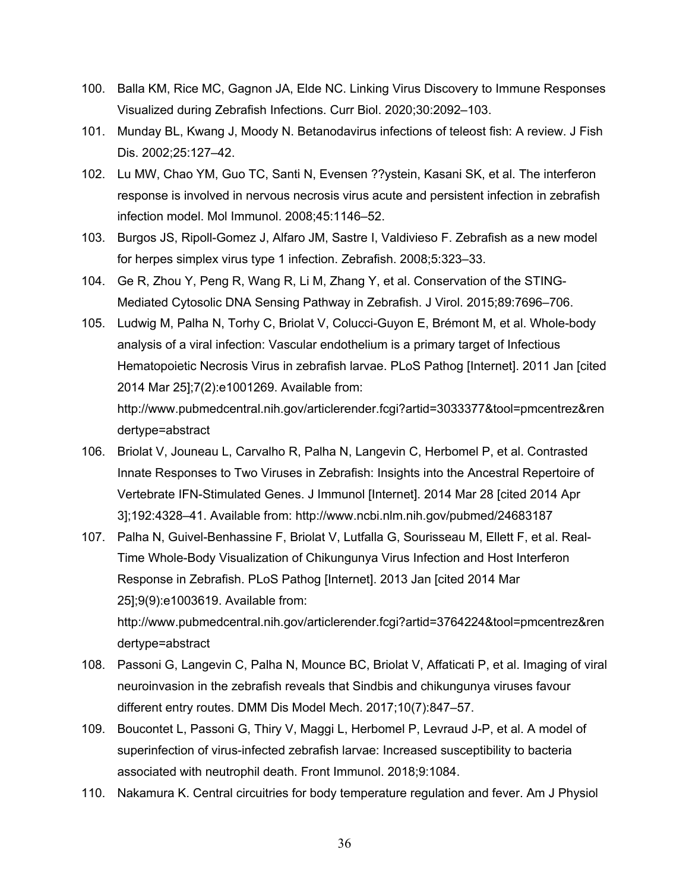100. Balla KM, Rice MC, Gagnon JA, Elde NC. Linking Virus Discovery to Immune Responses Visualized during Zebrafish Infections. Curr Biol. 2020;30:2092–103.
101. Munday BL, Kwang J, Moody N. Betanodavirus infections of teleost fish: A review. J Fish Dis. 2002;25:127–42.
102. Lu MW, Chao YM, Guo TC, Santi N, Evensen ??ystein, Kasani SK, et al. The interferon response is involved in nervous necrosis virus acute and persistent infection in zebrafish infection model. Mol Immunol. 2008;45:1146–52.
103. Burgos JS, Ripoll-Gomez J, Alfaro JM, Sastre I, Valdivieso F. Zebrafish as a new model for herpes simplex virus type 1 infection. Zebrafish. 2008;5:323–33.
104. Ge R, Zhou Y, Peng R, Wang R, Li M, Zhang Y, et al. Conservation of the STING-Mediated Cytosolic DNA Sensing Pathway in Zebrafish. J Virol. 2015;89:7696–706.
105. Ludwig M, Palha N, Torhy C, Briolat V, Colucci-Guyon E, Brémont M, et al. Whole-body analysis of a viral infection: Vascular endothelium is a primary target of Infectious Hematopoietic Necrosis Virus in zebrafish larvae. PLoS Pathog [Internet]. 2011 Jan [cited 2014 Mar 25];7(2):e1001269. Available from: http://www.pubmedcentral.nih.gov/articlerender.fcgi?artid=3033377&tool=pmcentrez&rendertype=abstract
106. Briolat V, Jouneau L, Carvalho R, Palha N, Langevin C, Herbomel P, et al. Contrasted Innate Responses to Two Viruses in Zebrafish: Insights into the Ancestral Repertoire of Vertebrate IFN-Stimulated Genes. J Immunol [Internet]. 2014 Mar 28 [cited 2014 Apr 3];192:4328–41. Available from: http://www.ncbi.nlm.nih.gov/pubmed/24683187
107. Palha N, Guivel-Benhassine F, Briolat V, Lutfalla G, Sourisseau M, Ellett F, et al. Real-Time Whole-Body Visualization of Chikungunya Virus Infection and Host Interferon Response in Zebrafish. PLoS Pathog [Internet]. 2013 Jan [cited 2014 Mar 25];9(9):e1003619. Available from: http://www.pubmedcentral.nih.gov/articlerender.fcgi?artid=3764224&tool=pmcentrez&rendertype=abstract
108. Passoni G, Langevin C, Palha N, Mounce BC, Briolat V, Affaticati P, et al. Imaging of viral neuroinvasion in the zebrafish reveals that Sindbis and chikungunya viruses favour different entry routes. DMM Dis Model Mech. 2017;10(7):847–57.
109. Boucontet L, Passoni G, Thiry V, Maggi L, Herbomel P, Levraud J-P, et al. A model of superinfection of virus-infected zebrafish larvae: Increased susceptibility to bacteria associated with neutrophil death. Front Immunol. 2018;9:1084.
110. Nakamura K. Central circuitries for body temperature regulation and fever. Am J Physiol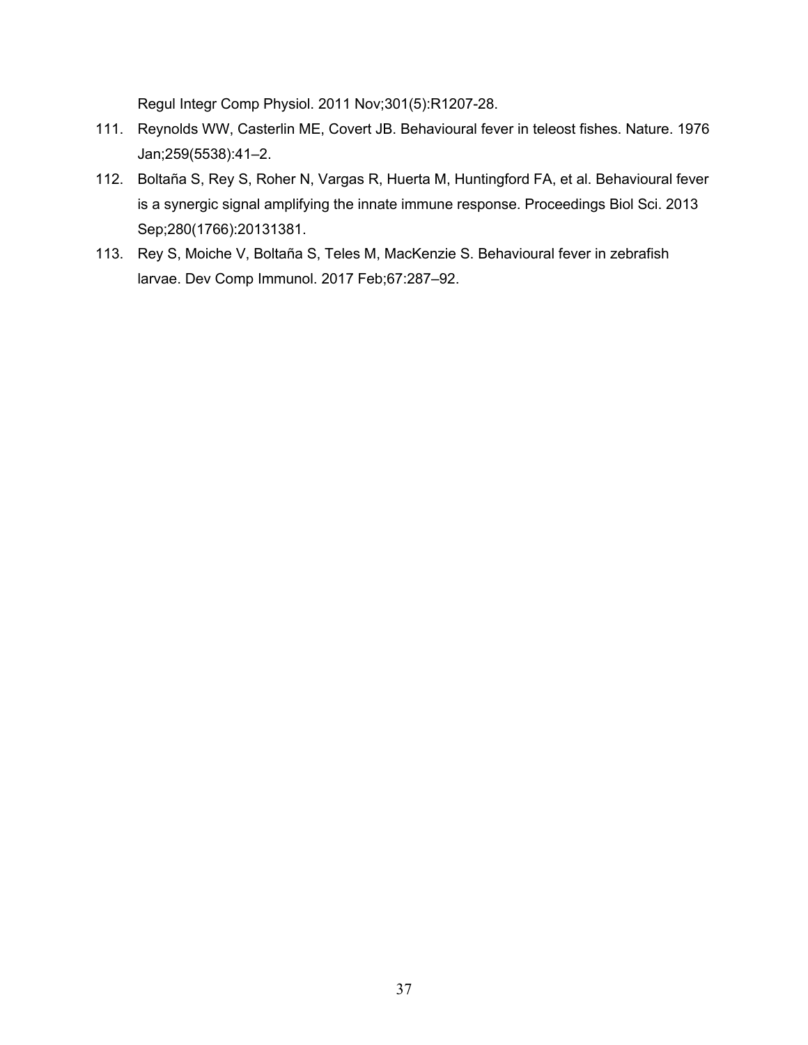Regul Integr Comp Physiol. 2011 Nov;301(5):R1207-28.

111. Reynolds WW, Casterlin ME, Covert JB. Behavioural fever in teleost fishes. Nature. 1976 Jan;259(5538):41–2.
112. Boltaña S, Rey S, Roher N, Vargas R, Huerta M, Huntingford FA, et al. Behavioural fever is a synergic signal amplifying the innate immune response. Proceedings Biol Sci. 2013 Sep;280(1766):20131381.
113. Rey S, Moiche V, Boltaña S, Teles M, MacKenzie S. Behavioural fever in zebrafish larvae. Dev Comp Immunol. 2017 Feb;67:287–92.